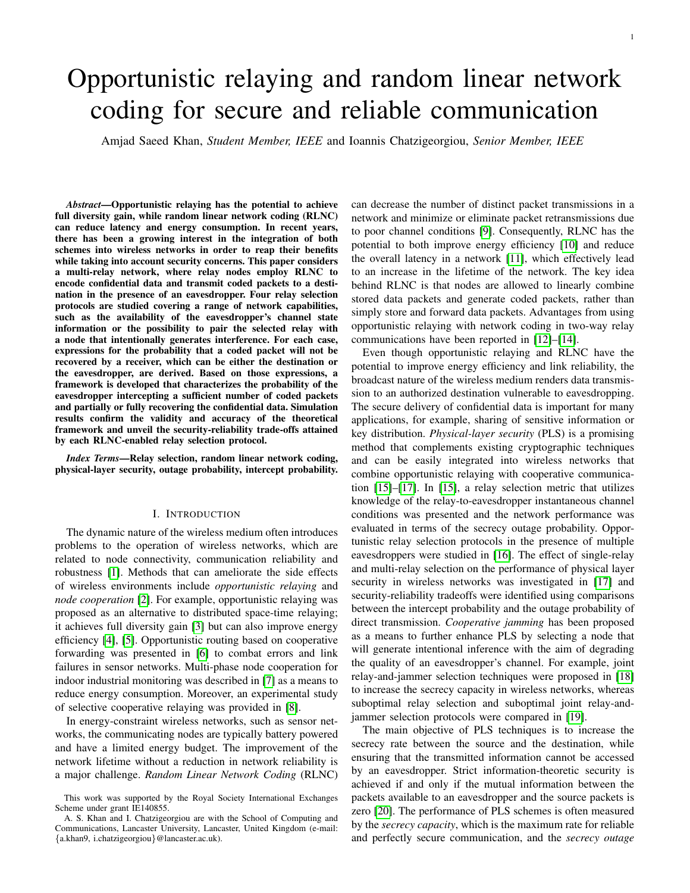# Opportunistic relaying and random linear network coding for secure and reliable communication

Amjad Saeed Khan, *Student Member, IEEE* and Ioannis Chatzigeorgiou, *Senior Member, IEEE*

***Abstract*—Opportunistic relaying has the potential to achieve full diversity gain, while random linear network coding (RLNC) can reduce latency and energy consumption. In recent years, there has been a growing interest in the integration of both schemes into wireless networks in order to reap their benefits while taking into account security concerns. This paper considers a multi-relay network, where relay nodes employ RLNC to encode confidential data and transmit coded packets to a destination in the presence of an eavesdropper. Four relay selection protocols are studied covering a range of network capabilities, such as the availability of the eavesdropper's channel state information or the possibility to pair the selected relay with a node that intentionally generates interference. For each case, expressions for the probability that a coded packet will not be recovered by a receiver, which can be either the destination or the eavesdropper, are derived. Based on those expressions, a framework is developed that characterizes the probability of the eavesdropper intercepting a sufficient number of coded packets and partially or fully recovering the confidential data. Simulation results confirm the validity and accuracy of the theoretical framework and unveil the security-reliability trade-offs attained by each RLNC-enabled relay selection protocol.**

***Index Terms*—Relay selection, random linear network coding, physical-layer security, outage probability, intercept probability.**

## I. Introduction

The dynamic nature of the wireless medium often introduces problems to the operation of wireless networks, which are related to node connectivity, communication reliability and robustness [1]. Methods that can ameliorate the side effects of wireless environments include *opportunistic relaying* and *node cooperation* [2]. For example, opportunistic relaying was proposed as an alternative to distributed space-time relaying; it achieves full diversity gain [3] but can also improve energy efficiency [4], [5]. Opportunistic routing based on cooperative forwarding was presented in [6] to combat errors and link failures in sensor networks. Multi-phase node cooperation for indoor industrial monitoring was described in [7] as a means to reduce energy consumption. Moreover, an experimental study of selective cooperative relaying was provided in [8].

In energy-constraint wireless networks, such as sensor networks, the communicating nodes are typically battery powered and have a limited energy budget. The improvement of the network lifetime without a reduction in network reliability is a major challenge. *Random Linear Network Coding* (RLNC) can decrease the number of distinct packet transmissions in a network and minimize or eliminate packet retransmissions due to poor channel conditions [9]. Consequently, RLNC has the potential to both improve energy efficiency [10] and reduce the overall latency in a network [11], which effectively lead to an increase in the lifetime of the network. The key idea behind RLNC is that nodes are allowed to linearly combine stored data packets and generate coded packets, rather than simply store and forward data packets. Advantages from using opportunistic relaying with network coding in two-way relay communications have been reported in [12]–[14].

Even though opportunistic relaying and RLNC have the potential to improve energy efficiency and link reliability, the broadcast nature of the wireless medium renders data transmission to an authorized destination vulnerable to eavesdropping. The secure delivery of confidential data is important for many applications, for example, sharing of sensitive information or key distribution. *Physical-layer security* (PLS) is a promising method that complements existing cryptographic techniques and can be easily integrated into wireless networks that combine opportunistic relaying with cooperative communication [15]–[17]. In [15], a relay selection metric that utilizes knowledge of the relay-to-eavesdropper instantaneous channel conditions was presented and the network performance was evaluated in terms of the secrecy outage probability. Opportunistic relay selection protocols in the presence of multiple eavesdroppers were studied in [16]. The effect of single-relay and multi-relay selection on the performance of physical layer security in wireless networks was investigated in [17] and security-reliability tradeoffs were identified using comparisons between the intercept probability and the outage probability of direct transmission. *Cooperative jamming* has been proposed as a means to further enhance PLS by selecting a node that will generate intentional inference with the aim of degrading the quality of an eavesdropper's channel. For example, joint relay-and-jammer selection techniques were proposed in [18] to increase the secrecy capacity in wireless networks, whereas suboptimal relay selection and suboptimal joint relay-and-jammer selection protocols were compared in [19].

The main objective of PLS techniques is to increase the secrecy rate between the source and the destination, while ensuring that the transmitted information cannot be accessed by an eavesdropper. Strict information-theoretic security is achieved if and only if the mutual information between the packets available to an eavesdropper and the source packets is zero [20]. The performance of PLS schemes is often measured by the *secrecy capacity*, which is the maximum rate for reliable and perfectly secure communication, and the *secrecy outage*

This work was supported by the Royal Society International Exchanges Scheme under grant IE140855.

A. S. Khan and I. Chatzigeorgiou are with the School of Computing and Communications, Lancaster University, Lancaster, United Kingdom (e-mail: {a.khan9, i.chatzigeorgiou}@lancaster.ac.uk).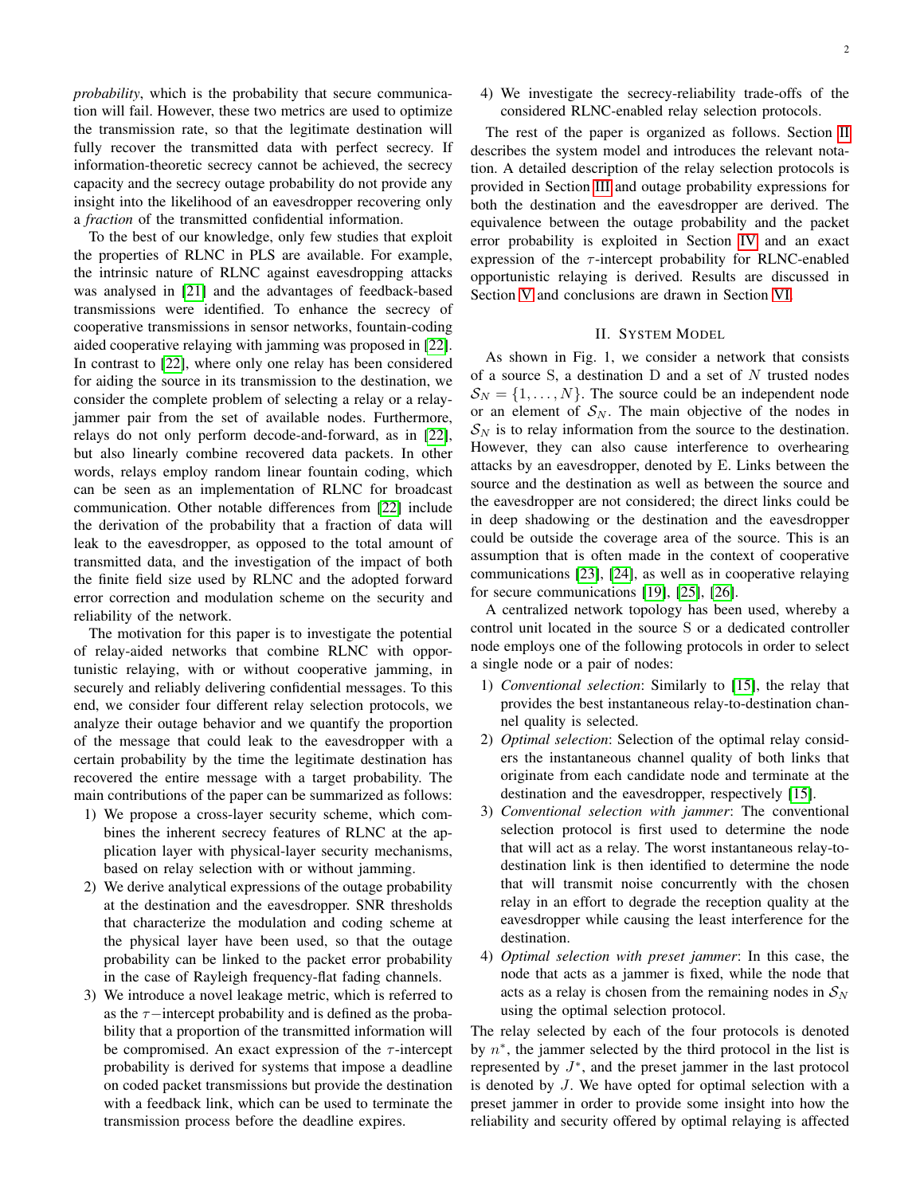*probability*, which is the probability that secure communication will fail. However, these two metrics are used to optimize the transmission rate, so that the legitimate destination will fully recover the transmitted data with perfect secrecy. If information-theoretic secrecy cannot be achieved, the secrecy capacity and the secrecy outage probability do not provide any insight into the likelihood of an eavesdropper recovering only a *fraction* of the transmitted confidential information.

To the best of our knowledge, only few studies that exploit the properties of RLNC in PLS are available. For example, the intrinsic nature of RLNC against eavesdropping attacks was analysed in [21] and the advantages of feedback-based transmissions were identified. To enhance the secrecy of cooperative transmissions in sensor networks, fountain-coding aided cooperative relaying with jamming was proposed in [22]. In contrast to [22], where only one relay has been considered for aiding the source in its transmission to the destination, we consider the complete problem of selecting a relay or a relay-jammer pair from the set of available nodes. Furthermore, relays do not only perform decode-and-forward, as in [22], but also linearly combine recovered data packets. In other words, relays employ random linear fountain coding, which can be seen as an implementation of RLNC for broadcast communication. Other notable differences from [22] include the derivation of the probability that a fraction of data will leak to the eavesdropper, as opposed to the total amount of transmitted data, and the investigation of the impact of both the finite field size used by RLNC and the adopted forward error correction and modulation scheme on the security and reliability of the network.

The motivation for this paper is to investigate the potential of relay-aided networks that combine RLNC with opportunistic relaying, with or without cooperative jamming, in securely and reliably delivering confidential messages. To this end, we consider four different relay selection protocols, we analyze their outage behavior and we quantify the proportion of the message that could leak to the eavesdropper with a certain probability by the time the legitimate destination has recovered the entire message with a target probability. The main contributions of the paper can be summarized as follows:

1) We propose a cross-layer security scheme, which combines the inherent secrecy features of RLNC at the application layer with physical-layer security mechanisms, based on relay selection with or without jamming.
2) We derive analytical expressions of the outage probability at the destination and the eavesdropper. SNR thresholds that characterize the modulation and coding scheme at the physical layer have been used, so that the outage probability can be linked to the packet error probability in the case of Rayleigh frequency-flat fading channels.
3) We introduce a novel leakage metric, which is referred to as the $\tau-$intercept probability and is defined as the probability that a proportion of the transmitted information will be compromised. An exact expression of the $\tau$-intercept probability is derived for systems that impose a deadline on coded packet transmissions but provide the destination with a feedback link, which can be used to terminate the transmission process before the deadline expires.
4) We investigate the secrecy-reliability trade-offs of the considered RLNC-enabled relay selection protocols.

The rest of the paper is organized as follows. Section II describes the system model and introduces the relevant notation. A detailed description of the relay selection protocols is provided in Section III and outage probability expressions for both the destination and the eavesdropper are derived. The equivalence between the outage probability and the packet error probability is exploited in Section IV and an exact expression of the $\tau$-intercept probability for RLNC-enabled opportunistic relaying is derived. Results are discussed in Section V and conclusions are drawn in Section VI.

## II. System Model

As shown in Fig. 1, we consider a network that consists of a source S, a destination D and a set of $N$ trusted nodes $\mathcal{S}_N = \{1, \ldots, N\}$. The source could be an independent node or an element of $\mathcal{S}_N$. The main objective of the nodes in $\mathcal{S}_N$ is to relay information from the source to the destination. However, they can also cause interference to overhearing attacks by an eavesdropper, denoted by E. Links between the source and the destination as well as between the source and the eavesdropper are not considered; the direct links could be in deep shadowing or the destination and the eavesdropper could be outside the coverage area of the source. This is an assumption that is often made in the context of cooperative communications [23], [24], as well as in cooperative relaying for secure communications [19], [25], [26].

A centralized network topology has been used, whereby a control unit located in the source S or a dedicated controller node employs one of the following protocols in order to select a single node or a pair of nodes:

1) *Conventional selection*: Similarly to [15], the relay that provides the best instantaneous relay-to-destination channel quality is selected.
2) *Optimal selection*: Selection of the optimal relay considers the instantaneous channel quality of both links that originate from each candidate node and terminate at the destination and the eavesdropper, respectively [15].
3) *Conventional selection with jammer*: The conventional selection protocol is first used to determine the node that will act as a relay. The worst instantaneous relay-to-destination link is then identified to determine the node that will transmit noise concurrently with the chosen relay in an effort to degrade the reception quality at the eavesdropper while causing the least interference for the destination.
4) *Optimal selection with preset jammer*: In this case, the node that acts as a jammer is fixed, while the node that acts as a relay is chosen from the remaining nodes in $\mathcal{S}_N$ using the optimal selection protocol.

The relay selected by each of the four protocols is denoted by $n^*$, the jammer selected by the third protocol in the list is represented by $J^*$, and the preset jammer in the last protocol is denoted by $J$. We have opted for optimal selection with a preset jammer in order to provide some insight into how the reliability and security offered by optimal relaying is affected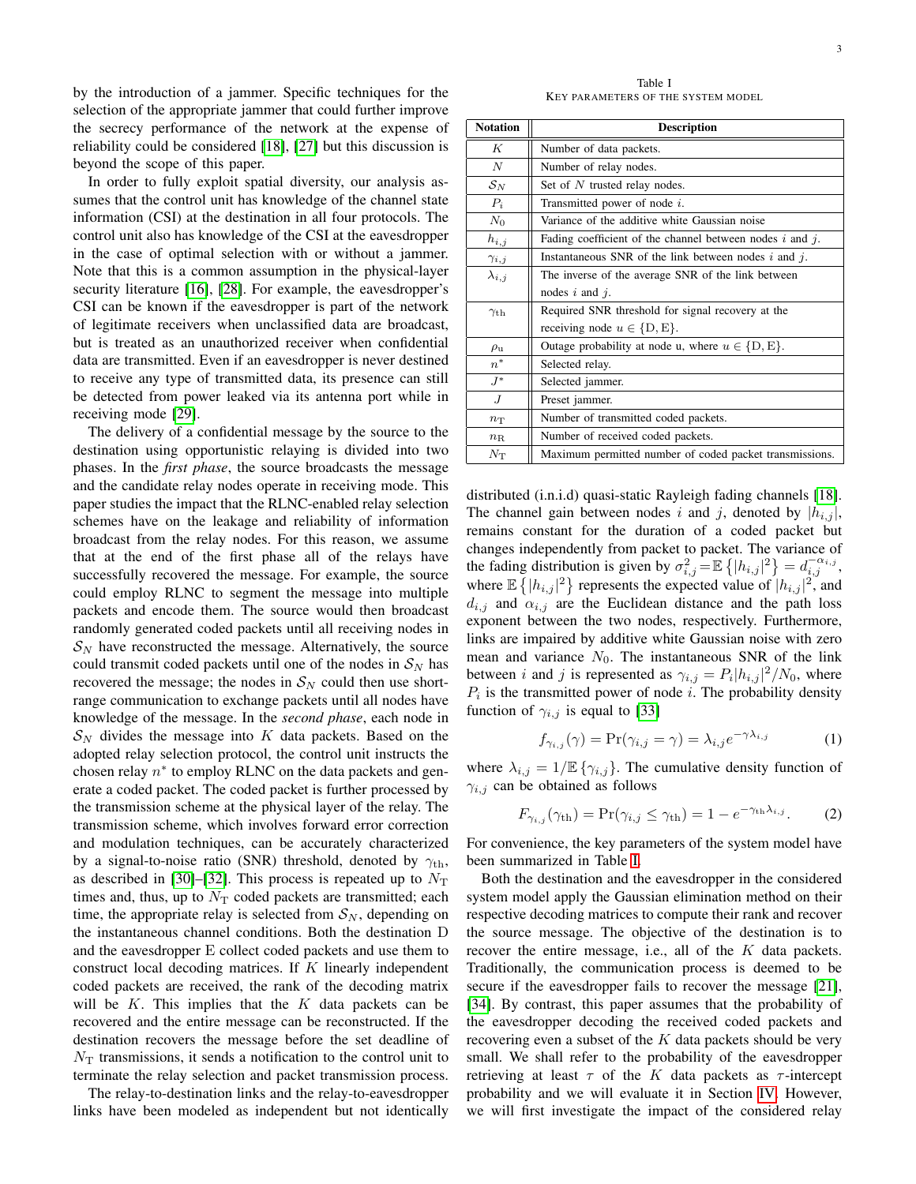by the introduction of a jammer. Specific techniques for the selection of the appropriate jammer that could further improve the secrecy performance of the network at the expense of reliability could be considered [18], [27] but this discussion is beyond the scope of this paper.

In order to fully exploit spatial diversity, our analysis assumes that the control unit has knowledge of the channel state information (CSI) at the destination in all four protocols. The control unit also has knowledge of the CSI at the eavesdropper in the case of optimal selection with or without a jammer. Note that this is a common assumption in the physical-layer security literature [16], [28]. For example, the eavesdropper's CSI can be known if the eavesdropper is part of the network of legitimate receivers when unclassified data are broadcast, but is treated as an unauthorized receiver when confidential data are transmitted. Even if an eavesdropper is never destined to receive any type of transmitted data, its presence can still be detected from power leaked via its antenna port while in receiving mode [29].

The delivery of a confidential message by the source to the destination using opportunistic relaying is divided into two phases. In the *first phase*, the source broadcasts the message and the candidate relay nodes operate in receiving mode. This paper studies the impact that the RLNC-enabled relay selection schemes have on the leakage and reliability of information broadcast from the relay nodes. For this reason, we assume that at the end of the first phase all of the relays have successfully recovered the message. For example, the source could employ RLNC to segment the message into multiple packets and encode them. The source would then broadcast randomly generated coded packets until all receiving nodes in $\mathcal{S}_N$ have reconstructed the message. Alternatively, the source could transmit coded packets until one of the nodes in $\mathcal{S}_N$ has recovered the message; the nodes in $\mathcal{S}_N$ could then use short-range communication to exchange packets until all nodes have knowledge of the message. In the *second phase*, each node in $\mathcal{S}_N$ divides the message into $K$ data packets. Based on the adopted relay selection protocol, the control unit instructs the chosen relay $n^*$ to employ RLNC on the data packets and generate a coded packet. The coded packet is further processed by the transmission scheme at the physical layer of the relay. The transmission scheme, which involves forward error correction and modulation techniques, can be accurately characterized by a signal-to-noise ratio (SNR) threshold, denoted by $\gamma_{\mathrm{th}}$, as described in [30]–[32]. This process is repeated up to $N_{\mathrm{T}}$ times and, thus, up to $N_{\mathrm{T}}$ coded packets are transmitted; each time, the appropriate relay is selected from $\mathcal{S}_N$, depending on the instantaneous channel conditions. Both the destination D and the eavesdropper E collect coded packets and use them to construct local decoding matrices. If $K$ linearly independent coded packets are received, the rank of the decoding matrix will be $K$. This implies that the $K$ data packets can be recovered and the entire message can be reconstructed. If the destination recovers the message before the set deadline of $N_{\mathrm{T}}$ transmissions, it sends a notification to the control unit to terminate the relay selection and packet transmission process.

The relay-to-destination links and the relay-to-eavesdropper links have been modeled as independent but not identically distributed (i.n.i.d) quasi-static Rayleigh fading channels [18]. The channel gain between nodes $i$ and $j$, denoted by $|h_{i,j}|$, remains constant for the duration of a coded packet but changes independently from packet to packet. The variance of the fading distribution is given by $\sigma_{i,j}^2 = \mathbb{E}\left\{|h_{i,j}|^2\right\} = d_{i,j}^{-\alpha_{i,j}}$, where $\mathbb{E}\left\{|h_{i,j}|^2\right\}$ represents the expected value of $|h_{i,j}|^2$, and $d_{i,j}$ and $\alpha_{i,j}$ are the Euclidean distance and the path loss exponent between the two nodes, respectively. Furthermore, links are impaired by additive white Gaussian noise with zero mean and variance $N_0$. The instantaneous SNR of the link between $i$ and $j$ is represented as $\gamma_{i,j} = P_i|h_{i,j}|^2/N_0$, where $P_i$ is the transmitted power of node $i$. The probability density function of $\gamma_{i,j}$ is equal to [33]

$$f_{\gamma_{i,j}}(\gamma) = \Pr(\gamma_{i,j} = \gamma) = \lambda_{i,j} e^{-\gamma \lambda_{i,j}} \tag{1}$$

where $\lambda_{i,j} = 1/\mathbb{E}\left\{\gamma_{i,j}\right\}$. The cumulative density function of $\gamma_{i,j}$ can be obtained as follows

$$F_{\gamma_{i,j}}(\gamma_{\mathrm{th}}) = \Pr(\gamma_{i,j} \leq \gamma_{\mathrm{th}}) = 1 - e^{-\gamma_{\mathrm{th}} \lambda_{i,j}}. \tag{2}$$

For convenience, the key parameters of the system model have been summarized in Table I.

Table I
KEY PARAMETERS OF THE SYSTEM MODEL

| Notation | Description |
| --- | --- |
| $K$ | Number of data packets. |
| $N$ | Number of relay nodes. |
| $\mathcal{S}_N$ | Set of $N$ trusted relay nodes. |
| $P_i$ | Transmitted power of node $i$. |
| $N_0$ | Variance of the additive white Gaussian noise |
| $h_{i,j}$ | Fading coefficient of the channel between nodes $i$ and $j$. |
| $\gamma_{i,j}$ | Instantaneous SNR of the link between nodes $i$ and $j$. |
| $\lambda_{i,j}$ | The inverse of the average SNR of the link between nodes $i$ and $j$. |
| $\gamma_{\mathrm{th}}$ | Required SNR threshold for signal recovery at the receiving node $u \in \{\mathrm{D}, \mathrm{E}\}$. |
| $\rho_{\mathrm{u}}$ | Outage probability at node u, where $u \in \{\mathrm{D}, \mathrm{E}\}$. |
| $n^*$ | Selected relay. |
| $J^*$ | Selected jammer. |
| $J$ | Preset jammer. |
| $n_{\mathrm{T}}$ | Number of transmitted coded packets. |
| $n_{\mathrm{R}}$ | Number of received coded packets. |
| $N_{\mathrm{T}}$ | Maximum permitted number of coded packet transmissions. |

Both the destination and the eavesdropper in the considered system model apply the Gaussian elimination method on their respective decoding matrices to compute their rank and recover the source message. The objective of the destination is to recover the entire message, i.e., all of the $K$ data packets. Traditionally, the communication process is deemed to be secure if the eavesdropper fails to recover the message [21], [34]. By contrast, this paper assumes that the probability of the eavesdropper decoding the received coded packets and recovering even a subset of the $K$ data packets should be very small. We shall refer to the probability of the eavesdropper retrieving at least $\tau$ of the $K$ data packets as $\tau$-intercept probability and we will evaluate it in Section IV. However, we will first investigate the impact of the considered relay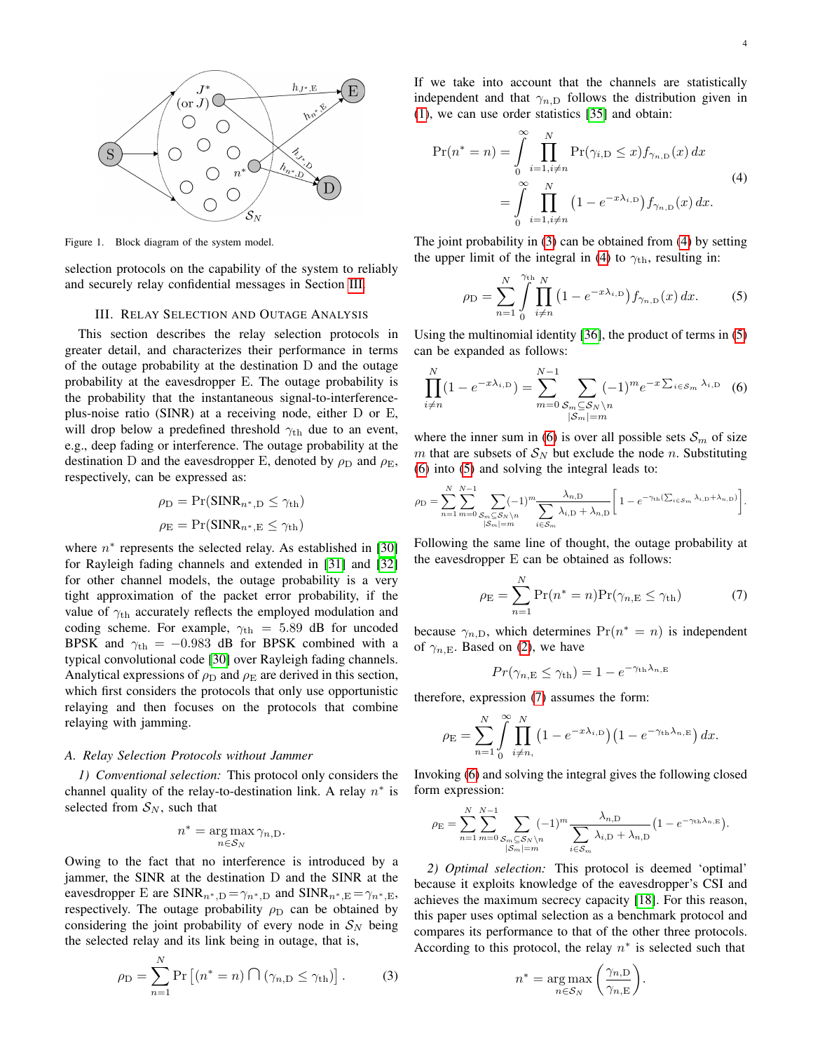Figure 1. Block diagram of the system model.

selection protocols on the capability of the system to reliably and securely relay confidential messages in Section III.

## III. Relay Selection and Outage Analysis

This section describes the relay selection protocols in greater detail, and characterizes their performance in terms of the outage probability at the destination D and the outage probability at the eavesdropper E. The outage probability is the probability that the instantaneous signal-to-interference-plus-noise ratio (SINR) at a receiving node, either D or E, will drop below a predefined threshold $\gamma_{\rm th}$ due to an event, e.g., deep fading or interference. The outage probability at the destination D and the eavesdropper E, denoted by $\rho_{\rm D}$ and $\rho_{\rm E}$, respectively, can be expressed as:

$$\rho_{\rm D} = \Pr(\mathrm{SINR}_{n^*,\rm D} \leq \gamma_{\rm th})$$
$$\rho_{\rm E} = \Pr(\mathrm{SINR}_{n^*,\rm E} \leq \gamma_{\rm th})$$

where $n^*$ represents the selected relay. As established in [30] for Rayleigh fading channels and extended in [31] and [32] for other channel models, the outage probability is a very tight approximation of the packet error probability, if the value of $\gamma_{\rm th}$ accurately reflects the employed modulation and coding scheme. For example, $\gamma_{\rm th} = 5.89$ dB for uncoded BPSK and $\gamma_{\rm th} = -0.983$ dB for BPSK combined with a typical convolutional code [30] over Rayleigh fading channels. Analytical expressions of $\rho_{\rm D}$ and $\rho_{\rm E}$ are derived in this section, which first considers the protocols that only use opportunistic relaying and then focuses on the protocols that combine relaying with jamming.

### A. Relay Selection Protocols without Jammer

*1) Conventional selection:* This protocol only considers the channel quality of the relay-to-destination link. A relay $n^*$ is selected from $\mathcal{S}_N$, such that

$$n^* = \arg\max_{n \in \mathcal{S}_N} \gamma_{n,\rm D}.$$

Owing to the fact that no interference is introduced by a jammer, the SINR at the destination D and the SINR at the eavesdropper E are $\mathrm{SINR}_{n^*,\rm D} = \gamma_{n^*,\rm D}$ and $\mathrm{SINR}_{n^*,\rm E} = \gamma_{n^*,\rm E}$, respectively. The outage probability $\rho_{\rm D}$ can be obtained by considering the joint probability of every node in $\mathcal{S}_N$ being the selected relay and its link being in outage, that is,

$$\rho_{\rm D} = \sum_{n=1}^{N} \Pr\left[(n^* = n) \bigcap (\gamma_{n,\rm D} \leq \gamma_{\rm th})\right]. \tag{3}$$

If we take into account that the channels are statistically independent and that $\gamma_{n,\rm D}$ follows the distribution given in (1), we can use order statistics [35] and obtain:

$$\begin{aligned}\Pr(n^* = n) &= \int_0^\infty \prod_{i=1, i\neq n}^{N} \Pr(\gamma_{i,\rm D} \leq x) f_{\gamma_{n,\rm D}}(x)\, dx \\ &= \int_0^\infty \prod_{i=1, i\neq n}^{N} \left(1 - e^{-x\lambda_{i,\rm D}}\right) f_{\gamma_{n,\rm D}}(x)\, dx.\end{aligned} \tag{4}$$

The joint probability in (3) can be obtained from (4) by setting the upper limit of the integral in (4) to $\gamma_{\rm th}$, resulting in:

$$\rho_{\rm D} = \sum_{n=1}^{N} \int_0^{\gamma_{\rm th}} \prod_{i\neq n}^{N} \left(1 - e^{-x\lambda_{i,\rm D}}\right) f_{\gamma_{n,\rm D}}(x)\, dx. \tag{5}$$

Using the multinomial identity [36], the product of terms in (5) can be expanded as follows:

$$\prod_{i\neq n}^{N} (1 - e^{-x\lambda_{i,\rm D}}) = \sum_{m=0}^{N-1} \sum_{\substack{\mathcal{S}_m \subseteq \mathcal{S}_N \setminus n \\ |\mathcal{S}_m| = m}} (-1)^m e^{-x\sum_{i\in\mathcal{S}_m} \lambda_{i,\rm D}} \tag{6}$$

where the inner sum in (6) is over all possible sets $\mathcal{S}_m$ of size $m$ that are subsets of $\mathcal{S}_N$ but exclude the node $n$. Substituting (6) into (5) and solving the integral leads to:

$$\rho_{\rm D} = \sum_{n=1}^{N} \sum_{m=0}^{N-1} \sum_{\substack{\mathcal{S}_m \subseteq \mathcal{S}_N \setminus n \\ |\mathcal{S}_m| = m}} (-1)^m \frac{\lambda_{n,\rm D}}{\sum\limits_{i\in\mathcal{S}_m} \lambda_{i,\rm D} + \lambda_{n,\rm D}} \left[1 - e^{-\gamma_{\rm th}\left(\sum_{i\in\mathcal{S}_m} \lambda_{i,\rm D} + \lambda_{n,\rm D}\right)}\right].$$

Following the same line of thought, the outage probability at the eavesdropper E can be obtained as follows:

$$\rho_{\rm E} = \sum_{n=1}^{N} \Pr(n^* = n) \Pr(\gamma_{n,\rm E} \leq \gamma_{\rm th}) \tag{7}$$

because $\gamma_{n,\rm D}$, which determines $\Pr(n^* = n)$ is independent of $\gamma_{n,\rm E}$. Based on (2), we have

$$Pr(\gamma_{n,\rm E} \leq \gamma_{\rm th}) = 1 - e^{-\gamma_{\rm th}\lambda_{n,\rm E}}$$

therefore, expression (7) assumes the form:

$$\rho_{\rm E} = \sum_{n=1}^{N} \int_0^\infty \prod_{i\neq n,}^{N} \left(1 - e^{-x\lambda_{i,\rm D}}\right)\left(1 - e^{-\gamma_{\rm th}\lambda_{n,\rm E}}\right) dx.$$

Invoking (6) and solving the integral gives the following closed form expression:

$$\rho_{\rm E} = \sum_{n=1}^{N} \sum_{m=0}^{N-1} \sum_{\substack{\mathcal{S}_m \subseteq \mathcal{S}_N \setminus n \\ |\mathcal{S}_m| = m}} (-1)^m \frac{\lambda_{n,\rm D}}{\sum\limits_{i\in\mathcal{S}_m} \lambda_{i,\rm D} + \lambda_{n,\rm D}} \left(1 - e^{-\gamma_{\rm th}\lambda_{n,\rm E}}\right).$$

*2) Optimal selection:* This protocol is deemed 'optimal' because it exploits knowledge of the eavesdropper's CSI and achieves the maximum secrecy capacity [18]. For this reason, this paper uses optimal selection as a benchmark protocol and compares its performance to that of the other three protocols. According to this protocol, the relay $n^*$ is selected such that

$$n^* = \arg\max_{n\in\mathcal{S}_N} \left(\frac{\gamma_{n,\rm D}}{\gamma_{n,\rm E}}\right).$$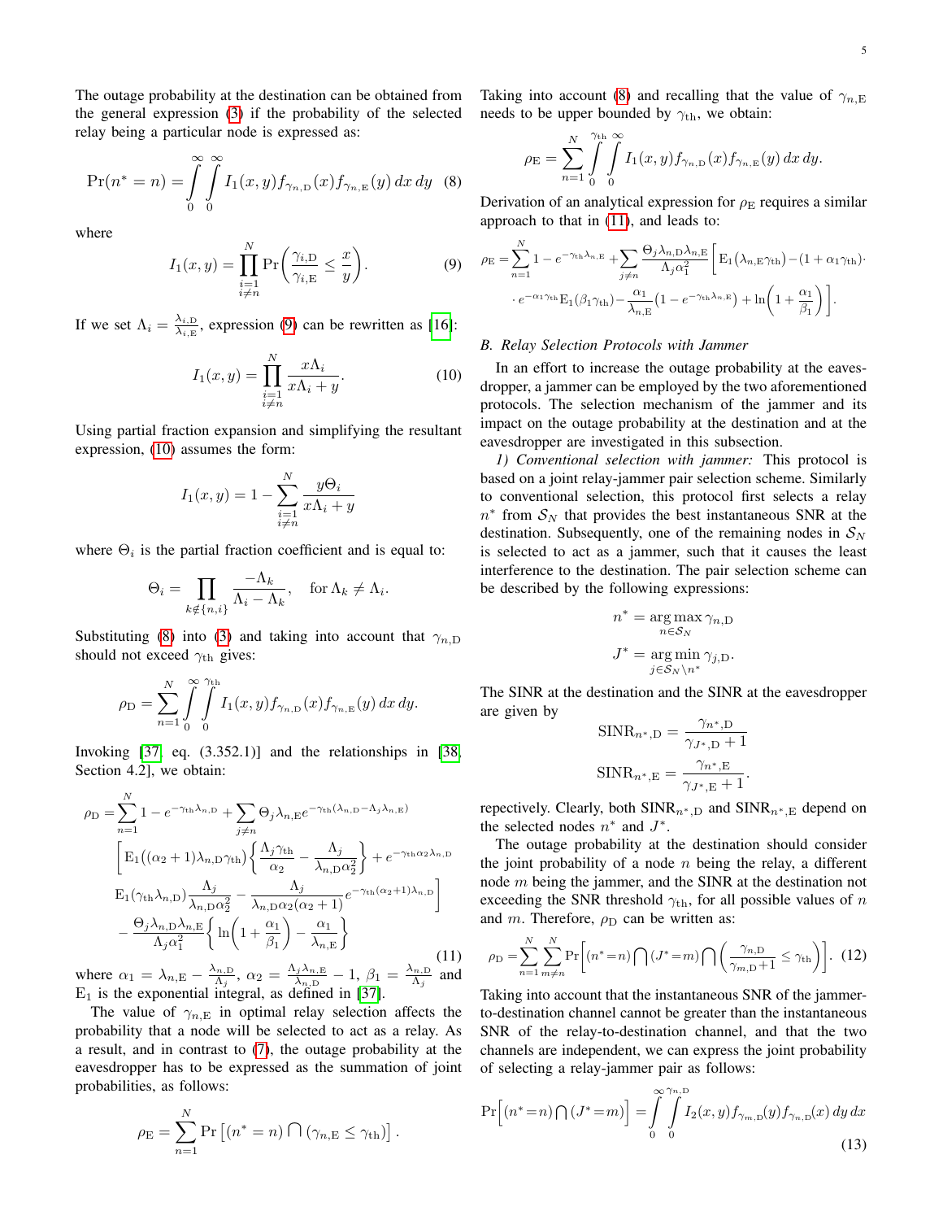The outage probability at the destination can be obtained from the general expression (3) if the probability of the selected relay being a particular node is expressed as:

$$\Pr(n^* = n) = \int_0^\infty \int_0^\infty I_1(x,y) f_{\gamma_{n,\mathrm{D}}}(x) f_{\gamma_{n,\mathrm{E}}}(y)\, dx\, dy \quad (8)$$

where

$$I_1(x,y) = \prod_{\substack{i=1\\ i\neq n}}^{N} \Pr\left(\frac{\gamma_{i,\mathrm{D}}}{\gamma_{i,\mathrm{E}}} \leq \frac{x}{y}\right). \quad (9)$$

If we set $\Lambda_i = \frac{\lambda_{i,\mathrm{D}}}{\lambda_{i,\mathrm{E}}}$, expression (9) can be rewritten as [16]:

$$I_1(x,y) = \prod_{\substack{i=1\\ i\neq n}}^{N} \frac{x\Lambda_i}{x\Lambda_i + y}. \quad (10)$$

Using partial fraction expansion and simplifying the resultant expression, (10) assumes the form:

$$I_1(x,y) = 1 - \sum_{\substack{i=1\\ i\neq n}}^{N} \frac{y\Theta_i}{x\Lambda_i + y}$$

where $\Theta_i$ is the partial fraction coefficient and is equal to:

$$\Theta_i = \prod_{k\notin\{n,i\}} \frac{-\Lambda_k}{\Lambda_i - \Lambda_k}, \quad \text{for } \Lambda_k \neq \Lambda_i.$$

Substituting (8) into (3) and taking into account that $\gamma_{n,\mathrm{D}}$ should not exceed $\gamma_{\mathrm{th}}$ gives:

$$\rho_{\mathrm{D}} = \sum_{n=1}^{N} \int_0^\infty \int_0^{\gamma_{\mathrm{th}}} I_1(x,y) f_{\gamma_{n,\mathrm{D}}}(x) f_{\gamma_{n,\mathrm{E}}}(y)\, dx\, dy.$$

Invoking [37, eq. (3.352.1)] and the relationships in [38, Section 4.2], we obtain:

$$\begin{aligned}
\rho_{\mathrm{D}} =& \sum_{n=1}^{N} 1 - e^{-\gamma_{\mathrm{th}}\lambda_{n,\mathrm{D}}} + \sum_{j\neq n} \Theta_j \lambda_{n,\mathrm{E}} e^{-\gamma_{\mathrm{th}}(\lambda_{n,\mathrm{D}} - \Lambda_j \lambda_{n,\mathrm{E}})} \\
&\Bigg[ \mathrm{E}_1\big((\alpha_2+1)\lambda_{n,\mathrm{D}}\gamma_{\mathrm{th}}\big) \left\{ \frac{\Lambda_j \gamma_{\mathrm{th}}}{\alpha_2} - \frac{\Lambda_j}{\lambda_{n,\mathrm{D}}\alpha_2^2} \right\} + e^{-\gamma_{\mathrm{th}}\alpha_2\lambda_{n,\mathrm{D}}} \\
&\mathrm{E}_1(\gamma_{\mathrm{th}}\lambda_{n,\mathrm{D}}) \frac{\Lambda_j}{\lambda_{n,\mathrm{D}}\alpha_2^2} - \frac{\Lambda_j}{\lambda_{n,\mathrm{D}}\alpha_2(\alpha_2+1)} e^{-\gamma_{\mathrm{th}}(\alpha_2+1)\lambda_{n,\mathrm{D}}} \Bigg] \\
&- \frac{\Theta_j \lambda_{n,\mathrm{D}}\lambda_{n,\mathrm{E}}}{\Lambda_j \alpha_1^2} \left\{ \ln\left(1 + \frac{\alpha_1}{\beta_1}\right) - \frac{\alpha_1}{\lambda_{n,\mathrm{E}}} \right\}
\end{aligned} \quad (11)$$

where $\alpha_1 = \lambda_{n,\mathrm{E}} - \frac{\lambda_{n,\mathrm{D}}}{\Lambda_j}$, $\alpha_2 = \frac{\Lambda_j \lambda_{n,\mathrm{E}}}{\lambda_{n,\mathrm{D}}} - 1$, $\beta_1 = \frac{\lambda_{n,\mathrm{D}}}{\Lambda_j}$ and $\mathrm{E}_1$ is the exponential integral, as defined in [37].

The value of $\gamma_{n,\mathrm{E}}$ in optimal relay selection affects the probability that a node will be selected to act as a relay. As a result, and in contrast to (7), the outage probability at the eavesdropper has to be expressed as the summation of joint probabilities, as follows:

$$\rho_{\mathrm{E}} = \sum_{n=1}^{N} \Pr\left[(n^* = n) \bigcap (\gamma_{n,\mathrm{E}} \leq \gamma_{\mathrm{th}})\right].$$

Taking into account (8) and recalling that the value of $\gamma_{n,\mathrm{E}}$ needs to be upper bounded by $\gamma_{\mathrm{th}}$, we obtain:

$$\rho_{\mathrm{E}} = \sum_{n=1}^{N} \int_0^{\gamma_{\mathrm{th}}} \int_0^\infty I_1(x,y) f_{\gamma_{n,\mathrm{D}}}(x) f_{\gamma_{n,\mathrm{E}}}(y)\, dx\, dy.$$

Derivation of an analytical expression for $\rho_{\mathrm{E}}$ requires a similar approach to that in (11), and leads to:

$$\begin{aligned}
\rho_{\mathrm{E}} =& \sum_{n=1}^{N} 1 - e^{-\gamma_{\mathrm{th}}\lambda_{n,\mathrm{E}}} + \sum_{j\neq n} \frac{\Theta_j \lambda_{n,\mathrm{D}}\lambda_{n,\mathrm{E}}}{\Lambda_j \alpha_1^2} \Big[ \mathrm{E}_1(\lambda_{n,\mathrm{E}}\gamma_{\mathrm{th}}) - (1+\alpha_1\gamma_{\mathrm{th}}) \cdot \\
&\cdot e^{-\alpha_1\gamma_{\mathrm{th}}} \mathrm{E}_1(\beta_1\gamma_{\mathrm{th}}) - \frac{\alpha_1}{\lambda_{n,\mathrm{E}}}(1 - e^{-\gamma_{\mathrm{th}}\lambda_{n,\mathrm{E}}}) + \ln\left(1 + \frac{\alpha_1}{\beta_1}\right) \Big].
\end{aligned}$$

### B. Relay Selection Protocols with Jammer

In an effort to increase the outage probability at the eavesdropper, a jammer can be employed by the two aforementioned protocols. The selection mechanism of the jammer and its impact on the outage probability at the destination and at the eavesdropper are investigated in this subsection.

*1) Conventional selection with jammer:* This protocol is based on a joint relay-jammer pair selection scheme. Similarly to conventional selection, this protocol first selects a relay $n^*$ from $\mathcal{S}_N$ that provides the best instantaneous SNR at the destination. Subsequently, one of the remaining nodes in $\mathcal{S}_N$ is selected to act as a jammer, such that it causes the least interference to the destination. The pair selection scheme can be described by the following expressions:

$$n^* = \arg\max_{n\in\mathcal{S}_N} \gamma_{n,\mathrm{D}}$$

$$J^* = \arg\min_{j\in\mathcal{S}_N\setminus n^*} \gamma_{j,\mathrm{D}}.$$

The SINR at the destination and the SINR at the eavesdropper are given by

$$\mathrm{SINR}_{n^*,\mathrm{D}} = \frac{\gamma_{n^*,\mathrm{D}}}{\gamma_{J^*,\mathrm{D}} + 1}$$

$$\mathrm{SINR}_{n^*,\mathrm{E}} = \frac{\gamma_{n^*,\mathrm{E}}}{\gamma_{J^*,\mathrm{E}} + 1}.$$

repectively. Clearly, both $\mathrm{SINR}_{n^*,\mathrm{D}}$ and $\mathrm{SINR}_{n^*,\mathrm{E}}$ depend on the selected nodes $n^*$ and $J^*$.

The outage probability at the destination should consider the joint probability of a node $n$ being the relay, a different node $m$ being the jammer, and the SINR at the destination not exceeding the SNR threshold $\gamma_{\mathrm{th}}$, for all possible values of $n$ and $m$. Therefore, $\rho_{\mathrm{D}}$ can be written as:

$$\rho_{\mathrm{D}} = \sum_{n=1}^{N} \sum_{m\neq n}^{N} \Pr\left[(n^* = n) \bigcap (J^* = m) \bigcap \left(\frac{\gamma_{n,\mathrm{D}}}{\gamma_{m,\mathrm{D}} + 1} \leq \gamma_{\mathrm{th}}\right)\right]. \quad (12)$$

Taking into account that the instantaneous SNR of the jammer-to-destination channel cannot be greater than the instantaneous SNR of the relay-to-destination channel, and that the two channels are independent, we can express the joint probability of selecting a relay-jammer pair as follows:

$$\Pr\left[(n^* = n) \bigcap (J^* = m)\right] = \int_0^\infty \int_0^{\gamma_{n,\mathrm{D}}} I_2(x,y) f_{\gamma_{m,\mathrm{D}}}(y) f_{\gamma_{n,\mathrm{D}}}(x)\, dy\, dx \quad (13)$$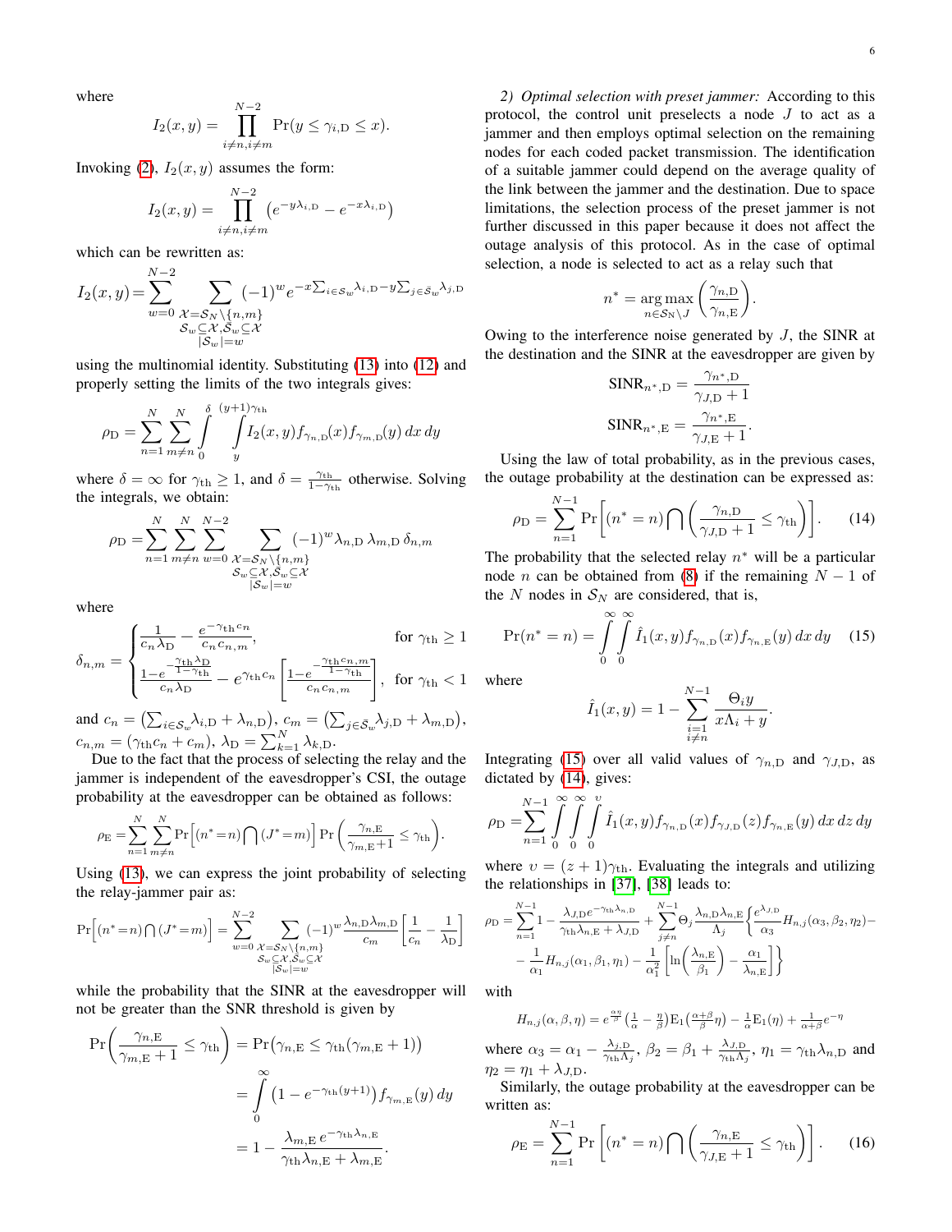where

$$I_2(x,y) = \prod_{i\neq n, i\neq m}^{N-2} \Pr(y \le \gamma_{i,\mathrm{D}} \le x).$$

Invoking (2), $I_2(x,y)$ assumes the form:

$$I_2(x,y) = \prod_{i\neq n, i\neq m}^{N-2} \left(e^{-y\lambda_{i,\mathrm{D}}} - e^{-x\lambda_{i,\mathrm{D}}}\right)$$

which can be rewritten as:

$$I_2(x,y) = \sum_{w=0}^{N-2} \sum_{\substack{\mathcal{X}=\mathcal{S}_N\setminus\{n,m\} \\ \mathcal{S}_w\subseteq\mathcal{X}, \bar{\mathcal{S}}_w\subseteq\mathcal{X} \\ |\mathcal{S}_w|=w}} (-1)^w e^{-x\sum_{i\in\mathcal{S}_w}\lambda_{i,\mathrm{D}} - y\sum_{j\in\bar{\mathcal{S}}_w}\lambda_{j,\mathrm{D}}}$$

using the multinomial identity. Substituting (13) into (12) and properly setting the limits of the two integrals gives:

$$\rho_{\mathrm{D}} = \sum_{n=1}^{N}\sum_{m\neq n}^{N} \int_0^{\delta}\int_y^{(y+1)\gamma_{\mathrm{th}}} I_2(x,y) f_{\gamma_{n,\mathrm{D}}}(x) f_{\gamma_{m,\mathrm{D}}}(y)\, dx\, dy$$

where $\delta = \infty$ for $\gamma_{\mathrm{th}} \ge 1$, and $\delta = \frac{\gamma_{\mathrm{th}}}{1-\gamma_{\mathrm{th}}}$ otherwise. Solving the integrals, we obtain:

$$\rho_{\mathrm{D}} = \sum_{n=1}^{N}\sum_{m\neq n}^{N}\sum_{w=0}^{N-2} \sum_{\substack{\mathcal{X}=\mathcal{S}_N\setminus\{n,m\} \\ \mathcal{S}_w\subseteq\mathcal{X}, \bar{\mathcal{S}}_w\subseteq\mathcal{X} \\ |\mathcal{S}_w|=w}} (-1)^w \lambda_{n,\mathrm{D}}\,\lambda_{m,\mathrm{D}}\,\delta_{n,m}$$

where

$$\delta_{n,m} = \begin{cases} \dfrac{1}{c_n\lambda_{\mathrm{D}}} - \dfrac{e^{-\gamma_{\mathrm{th}} c_n}}{c_n c_{n,m}}, & \text{for } \gamma_{\mathrm{th}} \ge 1 \\[2ex] \dfrac{1-e^{-\frac{\gamma_{\mathrm{th}}\lambda_{\mathrm{D}}}{1-\gamma_{\mathrm{th}}}}}{c_n\lambda_{\mathrm{D}}} - e^{\gamma_{\mathrm{th}} c_n}\left[\dfrac{1-e^{-\frac{\gamma_{\mathrm{th}} c_{n,m}}{1-\gamma_{\mathrm{th}}}}}{c_n c_{n,m}}\right], & \text{for } \gamma_{\mathrm{th}} < 1 \end{cases}$$

and $c_n = \left(\sum_{i\in\mathcal{S}_w}\lambda_{i,\mathrm{D}} + \lambda_{n,\mathrm{D}}\right)$, $c_m = \left(\sum_{j\in\bar{\mathcal{S}}_w}\lambda_{j,\mathrm{D}} + \lambda_{m,\mathrm{D}}\right)$, $c_{n,m} = (\gamma_{\mathrm{th}} c_n + c_m)$, $\lambda_{\mathrm{D}} = \sum_{k=1}^{N}\lambda_{k,\mathrm{D}}$.

Due to the fact that the process of selecting the relay and the jammer is independent of the eavesdropper's CSI, the outage probability at the eavesdropper can be obtained as follows:

$$\rho_{\mathrm{E}} = \sum_{n=1}^{N}\sum_{m\neq n}^{N} \Pr\Big[(n^*=n)\bigcap(J^*=m)\Big]\Pr\left(\frac{\gamma_{n,\mathrm{E}}}{\gamma_{m,\mathrm{E}}+1} \le \gamma_{\mathrm{th}}\right).$$

Using (13), we can express the joint probability of selecting the relay-jammer pair as:

$$\Pr\Big[(n^*=n)\bigcap(J^*=m)\Big] = \sum_{w=0}^{N-2} \sum_{\substack{\mathcal{X}=\mathcal{S}_N\setminus\{n,m\} \\ \mathcal{S}_w\subseteq\mathcal{X}, \bar{\mathcal{S}}_w\subseteq\mathcal{X} \\ |\mathcal{S}_w|=w}} (-1)^w \frac{\lambda_{n,\mathrm{D}}\lambda_{m,\mathrm{D}}}{c_m}\left[\frac{1}{c_n} - \frac{1}{\lambda_{\mathrm{D}}}\right]$$

while the probability that the SINR at the eavesdropper will not be greater than the SNR threshold is given by

$$\begin{aligned}\Pr\left(\frac{\gamma_{n,\mathrm{E}}}{\gamma_{m,\mathrm{E}}+1} \le \gamma_{\mathrm{th}}\right) &= \Pr\big(\gamma_{n,\mathrm{E}} \le \gamma_{\mathrm{th}}(\gamma_{m,\mathrm{E}}+1)\big) \\ &= \int_0^{\infty}\left(1-e^{-\gamma_{\mathrm{th}}(y+1)}\right) f_{\gamma_{m,\mathrm{E}}}(y)\, dy \\ &= 1 - \frac{\lambda_{m,\mathrm{E}}\, e^{-\gamma_{\mathrm{th}}\lambda_{n,\mathrm{E}}}}{\gamma_{\mathrm{th}}\lambda_{n,\mathrm{E}} + \lambda_{m,\mathrm{E}}}.\end{aligned}$$

*2) Optimal selection with preset jammer:* According to this protocol, the control unit preselects a node $J$ to act as a jammer and then employs optimal selection on the remaining nodes for each coded packet transmission. The identification of a suitable jammer could depend on the average quality of the link between the jammer and the destination. Due to space limitations, the selection process of the preset jammer is not further discussed in this paper because it does not affect the outage analysis of this protocol. As in the case of optimal selection, a node is selected to act as a relay such that

$$n^* = \arg\max_{n\in\mathcal{S}_N\setminus J}\left(\frac{\gamma_{n,\mathrm{D}}}{\gamma_{n,\mathrm{E}}}\right).$$

Owing to the interference noise generated by $J$, the SINR at the destination and the SINR at the eavesdropper are given by

$$\mathrm{SINR}_{n^*,\mathrm{D}} = \frac{\gamma_{n^*,\mathrm{D}}}{\gamma_{J,\mathrm{D}}+1}$$

$$\mathrm{SINR}_{n^*,\mathrm{E}} = \frac{\gamma_{n^*,\mathrm{E}}}{\gamma_{J,\mathrm{E}}+1}.$$

Using the law of total probability, as in the previous cases, the outage probability at the destination can be expressed as:

$$\rho_{\mathrm{D}} = \sum_{n=1}^{N-1}\Pr\left[(n^*=n)\bigcap\left(\frac{\gamma_{n,\mathrm{D}}}{\gamma_{J,\mathrm{D}}+1} \le \gamma_{\mathrm{th}}\right)\right]. \tag{14}$$

The probability that the selected relay $n^*$ will be a particular node $n$ can be obtained from (8) if the remaining $N-1$ of the $N$ nodes in $\mathcal{S}_N$ are considered, that is,

$$\Pr(n^*=n) = \int_0^{\infty}\int_0^{\infty}\hat{I}_1(x,y) f_{\gamma_{n,\mathrm{D}}}(x) f_{\gamma_{n,\mathrm{E}}}(y)\, dx\, dy \tag{15}$$

where

$$\hat{I}_1(x,y) = 1 - \sum_{\substack{i=1 \\ i\neq n}}^{N-1}\frac{\Theta_i y}{x\Lambda_i + y}.$$

Integrating (15) over all valid values of $\gamma_{n,\mathrm{D}}$ and $\gamma_{J,\mathrm{D}}$, as dictated by (14), gives:

$$\rho_{\mathrm{D}} = \sum_{n=1}^{N-1}\int_0^{\infty}\int_0^{\infty}\int_0^{\upsilon}\hat{I}_1(x,y) f_{\gamma_{n,\mathrm{D}}}(x) f_{\gamma_{J,\mathrm{D}}}(z) f_{\gamma_{n,\mathrm{E}}}(y)\, dx\, dz\, dy$$

where $\upsilon = (z+1)\gamma_{\mathrm{th}}$. Evaluating the integrals and utilizing the relationships in [37], [38] leads to:

$$\rho_{\mathrm{D}} = \sum_{n=1}^{N-1} 1 - \frac{\lambda_{J,\mathrm{D}} e^{-\gamma_{\mathrm{th}}\lambda_{n,\mathrm{D}}}}{\gamma_{\mathrm{th}}\lambda_{n,\mathrm{E}} + \lambda_{J,\mathrm{D}}} + \sum_{j\neq n}^{N-1}\Theta_j\frac{\lambda_{n,\mathrm{D}}\lambda_{n,\mathrm{E}}}{\Lambda_j}\Bigg\{\frac{e^{\lambda_{J,\mathrm{D}}}}{\alpha_3}H_{n,j}(\alpha_3,\beta_2,\eta_2) - \frac{1}{\alpha_1}H_{n,j}(\alpha_1,\beta_1,\eta_1) - \frac{1}{\alpha_1^2}\left[\ln\left(\frac{\lambda_{n,\mathrm{E}}}{\beta_1}\right) - \frac{\alpha_1}{\lambda_{n,\mathrm{E}}}\right]\Bigg\}$$

with

$$H_{n,j}(\alpha,\beta,\eta) = e^{\frac{\alpha\eta}{\beta}}\left(\tfrac{1}{\alpha} - \tfrac{\eta}{\beta}\right)\mathrm{E}_1\left(\tfrac{\alpha+\beta}{\beta}\eta\right) - \tfrac{1}{\alpha}\mathrm{E}_1(\eta) + \tfrac{1}{\alpha+\beta}e^{-\eta}$$

where $\alpha_3 = \alpha_1 - \frac{\lambda_{J,\mathrm{D}}}{\gamma_{\mathrm{th}}\Lambda_j}$, $\beta_2 = \beta_1 + \frac{\lambda_{J,\mathrm{D}}}{\gamma_{\mathrm{th}}\Lambda_j}$, $\eta_1 = \gamma_{\mathrm{th}}\lambda_{n,\mathrm{D}}$ and $\eta_2 = \eta_1 + \lambda_{J,\mathrm{D}}$.

Similarly, the outage probability at the eavesdropper can be written as:

$$\rho_{\mathrm{E}} = \sum_{n=1}^{N-1}\Pr\left[(n^*=n)\bigcap\left(\frac{\gamma_{n,\mathrm{E}}}{\gamma_{J,\mathrm{E}}+1} \le \gamma_{\mathrm{th}}\right)\right]. \tag{16}$$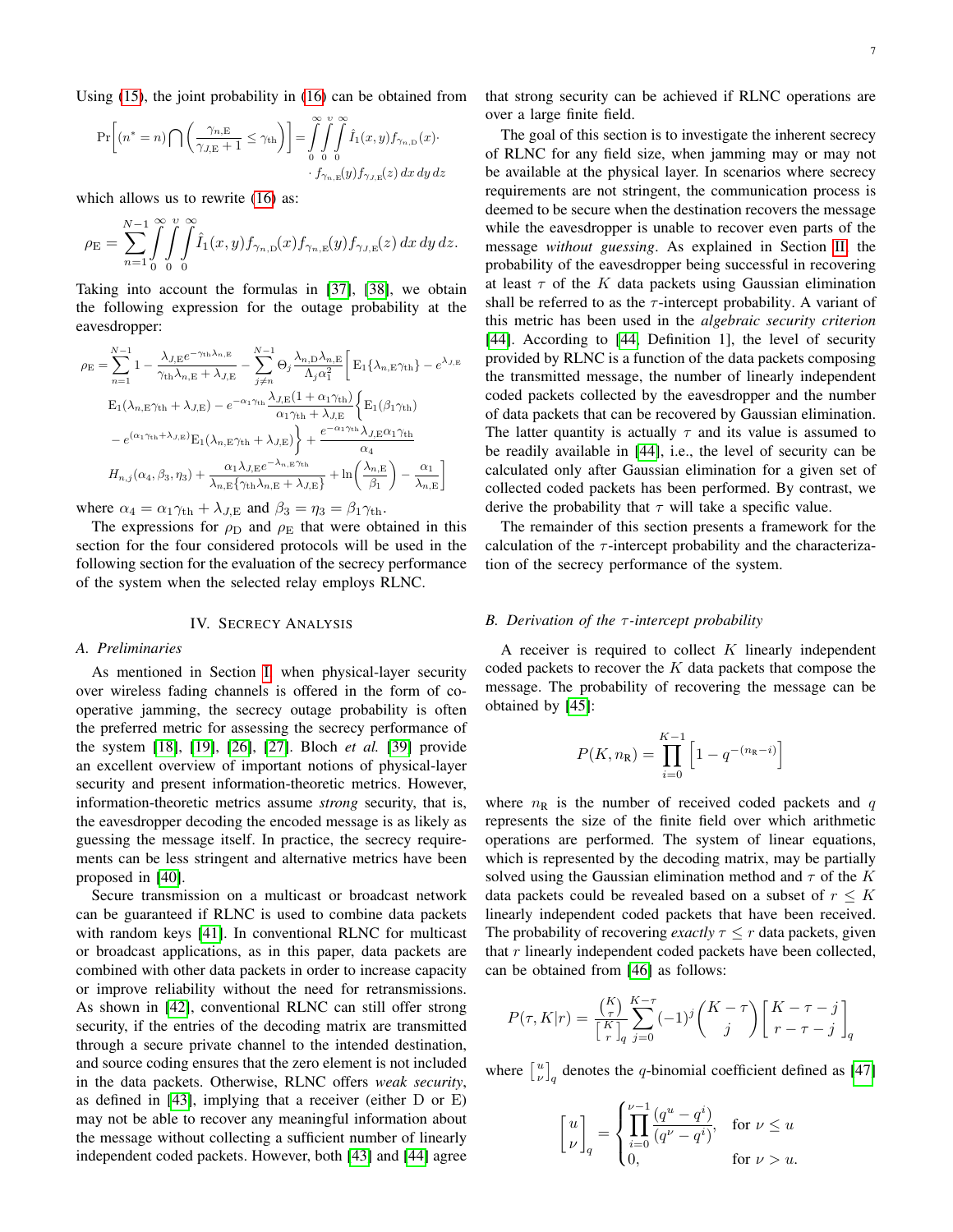Using (15), the joint probability in (16) can be obtained from

$$\Pr\left[(n^* = n) \bigcap \left(\frac{\gamma_{n,\mathrm{E}}}{\gamma_{J,\mathrm{E}}+1} \leq \gamma_{\mathrm{th}}\right)\right] = \int_0^\infty \int_0^\upsilon \int_0^\infty \hat{I}_1(x,y) f_{\gamma_{n,\mathrm{D}}}(x) \cdot \cdot f_{\gamma_{n,\mathrm{E}}}(y) f_{\gamma_{J,\mathrm{E}}}(z)\, dx\, dy\, dz$$

which allows us to rewrite (16) as:

$$\rho_{\mathrm{E}} = \sum_{n=1}^{N-1} \int_0^\infty \int_0^\upsilon \int_0^\infty \hat{I}_1(x,y) f_{\gamma_{n,\mathrm{D}}}(x) f_{\gamma_{n,\mathrm{E}}}(y) f_{\gamma_{J,\mathrm{E}}}(z)\, dx\, dy\, dz.$$

Taking into account the formulas in [37], [38], we obtain the following expression for the outage probability at the eavesdropper:

$$\rho_{\mathrm{E}} = \sum_{n=1}^{N-1} 1 - \frac{\lambda_{J,\mathrm{E}} e^{-\gamma_{\mathrm{th}}\lambda_{n,\mathrm{E}}}}{\gamma_{\mathrm{th}}\lambda_{n,\mathrm{E}} + \lambda_{J,\mathrm{E}}} - \sum_{j \neq n}^{N-1} \Theta_j \frac{\lambda_{n,\mathrm{D}}\lambda_{n,\mathrm{E}}}{\Lambda_j \alpha_1^2} \Bigg[ \mathrm{E}_1\{\lambda_{n,\mathrm{E}}\gamma_{\mathrm{th}}\} - e^{\lambda_{J,\mathrm{E}}} \mathrm{E}_1(\lambda_{n,\mathrm{E}}\gamma_{\mathrm{th}} + \lambda_{J,\mathrm{E}}) - e^{-\alpha_1\gamma_{\mathrm{th}}} \frac{\lambda_{J,\mathrm{E}}(1+\alpha_1\gamma_{\mathrm{th}})}{\alpha_1\gamma_{\mathrm{th}} + \lambda_{J,\mathrm{E}}} \Big\{ \mathrm{E}_1(\beta_1\gamma_{\mathrm{th}}) - e^{(\alpha_1\gamma_{\mathrm{th}} + \lambda_{J,\mathrm{E}})} \mathrm{E}_1(\lambda_{n,\mathrm{E}}\gamma_{\mathrm{th}} + \lambda_{J,\mathrm{E}}) \Big\} + \frac{e^{-\alpha_1\gamma_{\mathrm{th}}}\lambda_{J,\mathrm{E}}\alpha_1\gamma_{\mathrm{th}}}{\alpha_4} H_{n,j}(\alpha_4, \beta_3, \eta_3) + \frac{\alpha_1\lambda_{J,\mathrm{E}} e^{-\lambda_{n,\mathrm{E}}\gamma_{\mathrm{th}}}}{\lambda_{n,\mathrm{E}}\{\gamma_{\mathrm{th}}\lambda_{n,\mathrm{E}} + \lambda_{J,\mathrm{E}}\}} + \ln\left(\frac{\lambda_{n,\mathrm{E}}}{\beta_1}\right) - \frac{\alpha_1}{\lambda_{n,\mathrm{E}}} \Bigg]$$

where $\alpha_4 = \alpha_1\gamma_{\mathrm{th}} + \lambda_{J,\mathrm{E}}$ and $\beta_3 = \eta_3 = \beta_1\gamma_{\mathrm{th}}$.

The expressions for $\rho_{\mathrm{D}}$ and $\rho_{\mathrm{E}}$ that were obtained in this section for the four considered protocols will be used in the following section for the evaluation of the secrecy performance of the system when the selected relay employs RLNC.

## IV. Secrecy Analysis

### A. Preliminaries

As mentioned in Section I, when physical-layer security over wireless fading channels is offered in the form of cooperative jamming, the secrecy outage probability is often the preferred metric for assessing the secrecy performance of the system [18], [19], [26], [27]. Bloch *et al.* [39] provide an excellent overview of important notions of physical-layer security and present information-theoretic metrics. However, information-theoretic metrics assume *strong* security, that is, the eavesdropper decoding the encoded message is as likely as guessing the message itself. In practice, the secrecy requirements can be less stringent and alternative metrics have been proposed in [40].

Secure transmission on a multicast or broadcast network can be guaranteed if RLNC is used to combine data packets with random keys [41]. In conventional RLNC for multicast or broadcast applications, as in this paper, data packets are combined with other data packets in order to increase capacity or improve reliability without the need for retransmissions. As shown in [42], conventional RLNC can still offer strong security, if the entries of the decoding matrix are transmitted through a secure private channel to the intended destination, and source coding ensures that the zero element is not included in the data packets. Otherwise, RLNC offers *weak security*, as defined in [43], implying that a receiver (either D or E) may not be able to recover any meaningful information about the message without collecting a sufficient number of linearly independent coded packets. However, both [43] and [44] agree that strong security can be achieved if RLNC operations are over a large finite field.

The goal of this section is to investigate the inherent secrecy of RLNC for any field size, when jamming may or may not be available at the physical layer. In scenarios where secrecy requirements are not stringent, the communication process is deemed to be secure when the destination recovers the message while the eavesdropper is unable to recover even parts of the message *without guessing*. As explained in Section II, the probability of the eavesdropper being successful in recovering at least $\tau$ of the $K$ data packets using Gaussian elimination shall be referred to as the $\tau$-intercept probability. A variant of this metric has been used in the *algebraic security criterion* [44]. According to [44, Definition 1], the level of security provided by RLNC is a function of the data packets composing the transmitted message, the number of linearly independent coded packets collected by the eavesdropper and the number of data packets that can be recovered by Gaussian elimination. The latter quantity is actually $\tau$ and its value is assumed to be readily available in [44], i.e., the level of security can be calculated only after Gaussian elimination for a given set of collected coded packets has been performed. By contrast, we derive the probability that $\tau$ will take a specific value.

The remainder of this section presents a framework for the calculation of the $\tau$-intercept probability and the characterization of the secrecy performance of the system.

### B. Derivation of the $\tau$-intercept probability

A receiver is required to collect $K$ linearly independent coded packets to recover the $K$ data packets that compose the message. The probability of recovering the message can be obtained by [45]:

$$P(K, n_{\mathrm{R}}) = \prod_{i=0}^{K-1} \left[1 - q^{-(n_{\mathrm{R}} - i)}\right]$$

where $n_{\mathrm{R}}$ is the number of received coded packets and $q$ represents the size of the finite field over which arithmetic operations are performed. The system of linear equations, which is represented by the decoding matrix, may be partially solved using the Gaussian elimination method and $\tau$ of the $K$ data packets could be revealed based on a subset of $r \leq K$ linearly independent coded packets that have been received. The probability of recovering *exactly* $\tau \leq r$ data packets, given that $r$ linearly independent coded packets have been collected, can be obtained from [46] as follows:

$$P(\tau, K|r) = \frac{\binom{K}{\tau}}{\begin{bmatrix} K \\ r \end{bmatrix}_q} \sum_{j=0}^{K-\tau} (-1)^j \binom{K-\tau}{j} \begin{bmatrix} K-\tau-j \\ r-\tau-j \end{bmatrix}_q$$

where $\begin{bmatrix} u \\ \nu \end{bmatrix}_q$ denotes the $q$-binomial coefficient defined as [47]

$$\begin{bmatrix} u \\ \nu \end{bmatrix}_q = \begin{cases} \displaystyle\prod_{i=0}^{\nu-1} \frac{(q^u - q^i)}{(q^\nu - q^i)}, & \text{for } \nu \leq u \\ 0, & \text{for } \nu > u. \end{cases}$$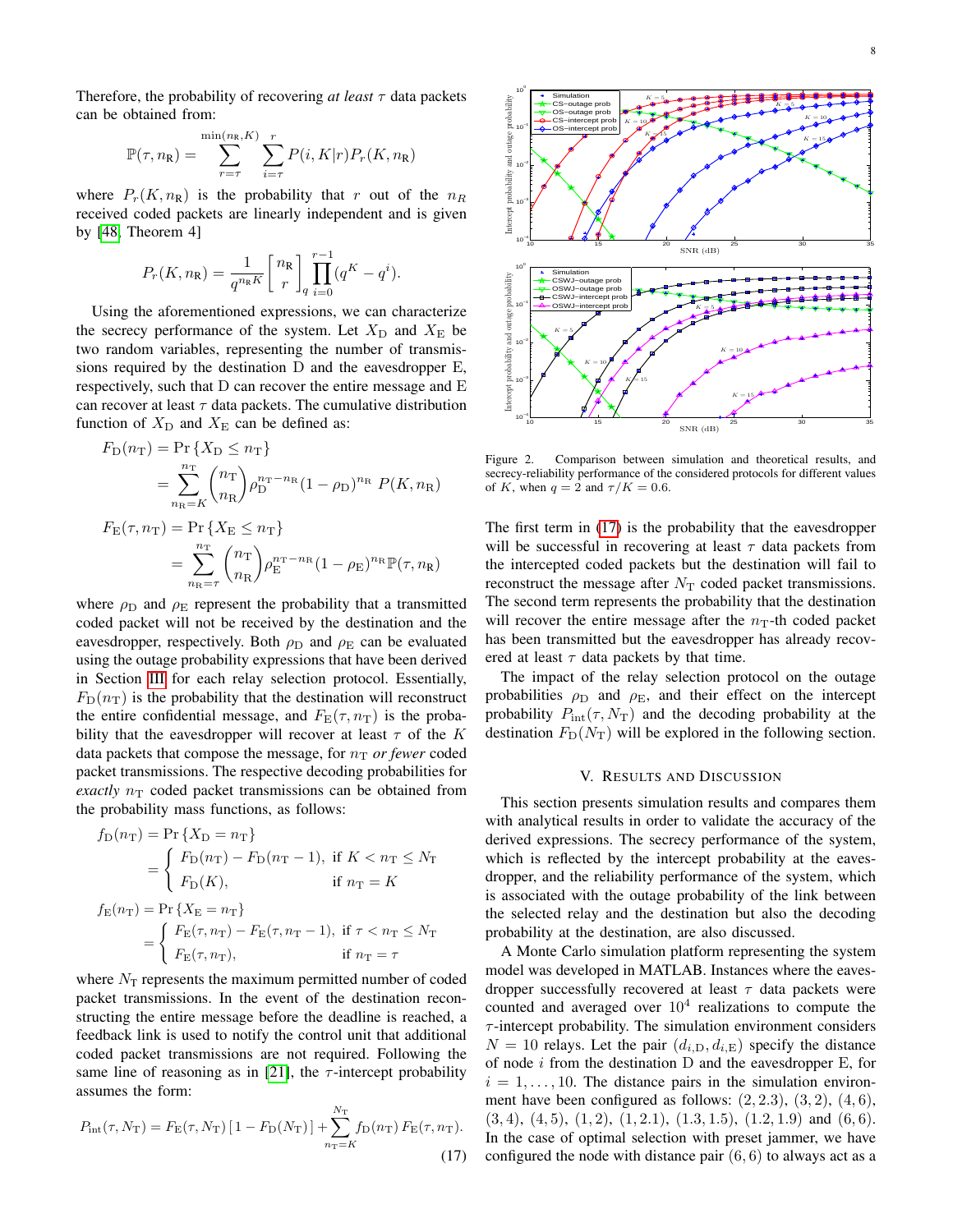Therefore, the probability of recovering *at least* $\tau$ data packets can be obtained from:

$$\mathbb{P}(\tau, n_\mathrm{R}) = \sum_{r=\tau}^{\min(n_\mathrm{R}, K)} \sum_{i=\tau}^{r} P(i, K|r) P_r(K, n_\mathrm{R})$$

where $P_r(K, n_\mathrm{R})$ is the probability that $r$ out of the $n_R$ received coded packets are linearly independent and is given by [48, Theorem 4]

$$P_r(K, n_\mathrm{R}) = \frac{1}{q^{n_\mathrm{R} K}} \begin{bmatrix} n_\mathrm{R} \\ r \end{bmatrix}_q \prod_{i=0}^{r-1} (q^K - q^i).$$

Using the aforementioned expressions, we can characterize the secrecy performance of the system. Let $X_\mathrm{D}$ and $X_\mathrm{E}$ be two random variables, representing the number of transmissions required by the destination D and the eavesdropper E, respectively, such that D can recover the entire message and E can recover at least $\tau$ data packets. The cumulative distribution function of $X_\mathrm{D}$ and $X_\mathrm{E}$ can be defined as:

$$\begin{aligned}
F_\mathrm{D}(n_\mathrm{T}) &= \Pr\{X_\mathrm{D} \leq n_\mathrm{T}\} \\
&= \sum_{n_\mathrm{R}=K}^{n_\mathrm{T}} \binom{n_\mathrm{T}}{n_\mathrm{R}} \rho_\mathrm{D}^{n_\mathrm{T}-n_\mathrm{R}} (1-\rho_\mathrm{D})^{n_\mathrm{R}}\, P(K, n_\mathrm{R}) \\
F_\mathrm{E}(\tau, n_\mathrm{T}) &= \Pr\{X_\mathrm{E} \leq n_\mathrm{T}\} \\
&= \sum_{n_\mathrm{R}=\tau}^{n_\mathrm{T}} \binom{n_\mathrm{T}}{n_\mathrm{R}} \rho_\mathrm{E}^{n_\mathrm{T}-n_\mathrm{R}} (1-\rho_\mathrm{E})^{n_\mathrm{R}} \mathbb{P}(\tau, n_\mathrm{R})
\end{aligned}$$

where $\rho_\mathrm{D}$ and $\rho_\mathrm{E}$ represent the probability that a transmitted coded packet will not be received by the destination and the eavesdropper, respectively. Both $\rho_\mathrm{D}$ and $\rho_\mathrm{E}$ can be evaluated using the outage probability expressions that have been derived in Section III for each relay selection protocol. Essentially, $F_\mathrm{D}(n_\mathrm{T})$ is the probability that the destination will reconstruct the entire confidential message, and $F_\mathrm{E}(\tau, n_\mathrm{T})$ is the probability that the eavesdropper will recover at least $\tau$ of the $K$ data packets that compose the message, for $n_\mathrm{T}$ *or fewer* coded packet transmissions. The respective decoding probabilities for *exactly* $n_\mathrm{T}$ coded packet transmissions can be obtained from the probability mass functions, as follows:

$$\begin{aligned}
f_\mathrm{D}(n_\mathrm{T}) &= \Pr\{X_\mathrm{D} = n_\mathrm{T}\} \\
&= \begin{cases} F_\mathrm{D}(n_\mathrm{T}) - F_\mathrm{D}(n_\mathrm{T}-1), & \text{if } K < n_\mathrm{T} \leq N_\mathrm{T} \\ F_\mathrm{D}(K), & \text{if } n_\mathrm{T} = K \end{cases} \\
f_\mathrm{E}(n_\mathrm{T}) &= \Pr\{X_\mathrm{E} = n_\mathrm{T}\} \\
&= \begin{cases} F_\mathrm{E}(\tau, n_\mathrm{T}) - F_\mathrm{E}(\tau, n_\mathrm{T}-1), & \text{if } \tau < n_\mathrm{T} \leq N_\mathrm{T} \\ F_\mathrm{E}(\tau, n_\mathrm{T}), & \text{if } n_\mathrm{T} = \tau \end{cases}
\end{aligned}$$

where $N_\mathrm{T}$ represents the maximum permitted number of coded packet transmissions. In the event of the destination reconstructing the entire message before the deadline is reached, a feedback link is used to notify the control unit that additional coded packet transmissions are not required. Following the same line of reasoning as in [21], the $\tau$-intercept probability assumes the form:

$$P_\mathrm{int}(\tau, N_\mathrm{T}) = F_\mathrm{E}(\tau, N_\mathrm{T})\,[1 - F_\mathrm{D}(N_\mathrm{T})] + \sum_{n_\mathrm{T}=K}^{N_\mathrm{T}} f_\mathrm{D}(n_\mathrm{T})\, F_\mathrm{E}(\tau, n_\mathrm{T}). \tag{17}$$

Figure 2. Comparison between simulation and theoretical results, and secrecy-reliability performance of the considered protocols for different values of $K$, when $q = 2$ and $\tau/K = 0.6$.

The first term in (17) is the probability that the eavesdropper will be successful in recovering at least $\tau$ data packets from the intercepted coded packets but the destination will fail to reconstruct the message after $N_\mathrm{T}$ coded packet transmissions. The second term represents the probability that the destination will recover the entire message after the $n_\mathrm{T}$-th coded packet has been transmitted but the eavesdropper has already recovered at least $\tau$ data packets by that time.

The impact of the relay selection protocol on the outage probabilities $\rho_\mathrm{D}$ and $\rho_\mathrm{E}$, and their effect on the intercept probability $P_\mathrm{int}(\tau, N_\mathrm{T})$ and the decoding probability at the destination $F_\mathrm{D}(N_\mathrm{T})$ will be explored in the following section.

## V. Results and Discussion

This section presents simulation results and compares them with analytical results in order to validate the accuracy of the derived expressions. The secrecy performance of the system, which is reflected by the intercept probability at the eavesdropper, and the reliability performance of the system, which is associated with the outage probability of the link between the selected relay and the destination but also the decoding probability at the destination, are also discussed.

A Monte Carlo simulation platform representing the system model was developed in MATLAB. Instances where the eavesdropper successfully recovered at least $\tau$ data packets were counted and averaged over $10^4$ realizations to compute the $\tau$-intercept probability. The simulation environment considers $N = 10$ relays. Let the pair $(d_{i,\mathrm{D}}, d_{i,\mathrm{E}})$ specify the distance of node $i$ from the destination D and the eavesdropper E, for $i = 1, \ldots, 10$. The distance pairs in the simulation environment have been configured as follows: $(2, 2.3)$, $(3, 2)$, $(4, 6)$, $(3, 4)$, $(4, 5)$, $(1, 2)$, $(1, 2.1)$, $(1.3, 1.5)$, $(1.2, 1.9)$ and $(6, 6)$. In the case of optimal selection with preset jammer, we have configured the node with distance pair $(6, 6)$ to always act as a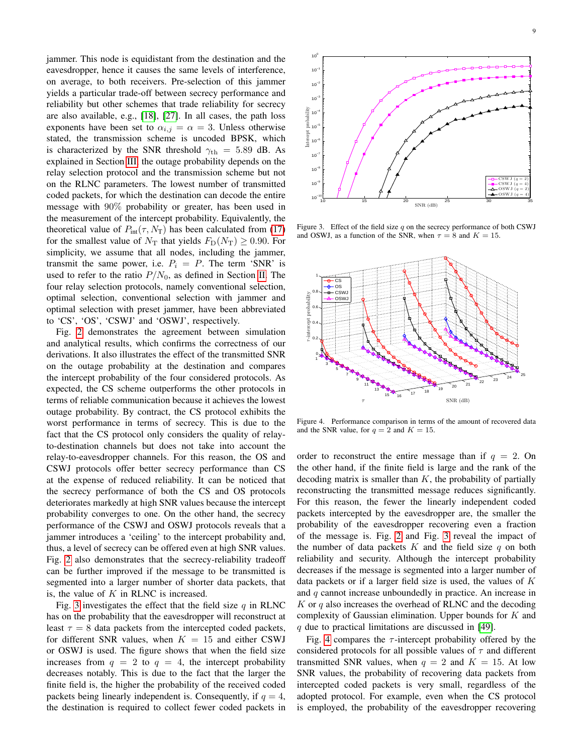jammer. This node is equidistant from the destination and the eavesdropper, hence it causes the same levels of interference, on average, to both receivers. Pre-selection of this jammer yields a particular trade-off between secrecy performance and reliability but other schemes that trade reliability for secrecy are also available, e.g., [18], [27]. In all cases, the path loss exponents have been set to $\alpha_{i,j} = \alpha = 3$. Unless otherwise stated, the transmission scheme is uncoded BPSK, which is characterized by the SNR threshold $\gamma_{\text{th}} = 5.89$ dB. As explained in Section III, the outage probability depends on the relay selection protocol and the transmission scheme but not on the RLNC parameters. The lowest number of transmitted coded packets, for which the destination can decode the entire message with 90% probability or greater, has been used in the measurement of the intercept probability. Equivalently, the theoretical value of $P_{\text{int}}(\tau, N_{\text{T}})$ has been calculated from (17) for the smallest value of $N_{\text{T}}$ that yields $F_{\text{D}}(N_{\text{T}}) \geq 0.90$. For simplicity, we assume that all nodes, including the jammer, transmit the same power, i.e. $P_i = P$. The term 'SNR' is used to refer to the ratio $P/N_0$, as defined in Section II. The four relay selection protocols, namely conventional selection, optimal selection, conventional selection with jammer and optimal selection with preset jammer, have been abbreviated to 'CS', 'OS', 'CSWJ' and 'OSWJ', respectively.

Fig. 2 demonstrates the agreement between simulation and analytical results, which confirms the correctness of our derivations. It also illustrates the effect of the transmitted SNR on the outage probability at the destination and compares the intercept probability of the four considered protocols. As expected, the CS scheme outperforms the other protocols in terms of reliable communication because it achieves the lowest outage probability. By contrast, the CS protocol exhibits the worst performance in terms of secrecy. This is due to the fact that the CS protocol only considers the quality of relay-to-destination channels but does not take into account the relay-to-eavesdropper channels. For this reason, the OS and CSWJ protocols offer better secrecy performance than CS at the expense of reduced reliability. It can be noticed that the secrecy performance of both the CS and OS protocols deteriorates markedly at high SNR values because the intercept probability converges to one. On the other hand, the secrecy performance of the CSWJ and OSWJ protocols reveals that a jammer introduces a 'ceiling' to the intercept probability and, thus, a level of secrecy can be offered even at high SNR values. Fig. 2 also demonstrates that the secrecy-reliability tradeoff can be further improved if the message to be transmitted is segmented into a larger number of shorter data packets, that is, the value of $K$ in RLNC is increased.

Fig. 3 investigates the effect that the field size $q$ in RLNC has on the probability that the eavesdropper will reconstruct at least $\tau = 8$ data packets from the intercepted coded packets, for different SNR values, when $K = 15$ and either CSWJ or OSWJ is used. The figure shows that when the field size increases from $q = 2$ to $q = 4$, the intercept probability decreases notably. This is due to the fact that the larger the finite field is, the higher the probability of the received coded packets being linearly independent is. Consequently, if $q = 4$, the destination is required to collect fewer coded packets in

Figure 3. Effect of the field size $q$ on the secrecy performance of both CSWJ and OSWJ, as a function of the SNR, when $\tau = 8$ and $K = 15$.

Figure 4. Performance comparison in terms of the amount of recovered data and the SNR value, for $q = 2$ and $K = 15$.

order to reconstruct the entire message than if $q = 2$. On the other hand, if the finite field is large and the rank of the decoding matrix is smaller than $K$, the probability of partially reconstructing the transmitted message reduces significantly. For this reason, the fewer the linearly independent coded packets intercepted by the eavesdropper are, the smaller the probability of the eavesdropper recovering even a fraction of the message is. Fig. 2 and Fig. 3 reveal the impact of the number of data packets $K$ and the field size $q$ on both reliability and security. Although the intercept probability decreases if the message is segmented into a larger number of data packets or if a larger field size is used, the values of $K$ and $q$ cannot increase unboundedly in practice. An increase in $K$ or $q$ also increases the overhead of RLNC and the decoding complexity of Gaussian elimination. Upper bounds for $K$ and $q$ due to practical limitations are discussed in [49].

Fig. 4 compares the $\tau$-intercept probability offered by the considered protocols for all possible values of $\tau$ and different transmitted SNR values, when $q = 2$ and $K = 15$. At low SNR values, the probability of recovering data packets from intercepted coded packets is very small, regardless of the adopted protocol. For example, even when the CS protocol is employed, the probability of the eavesdropper recovering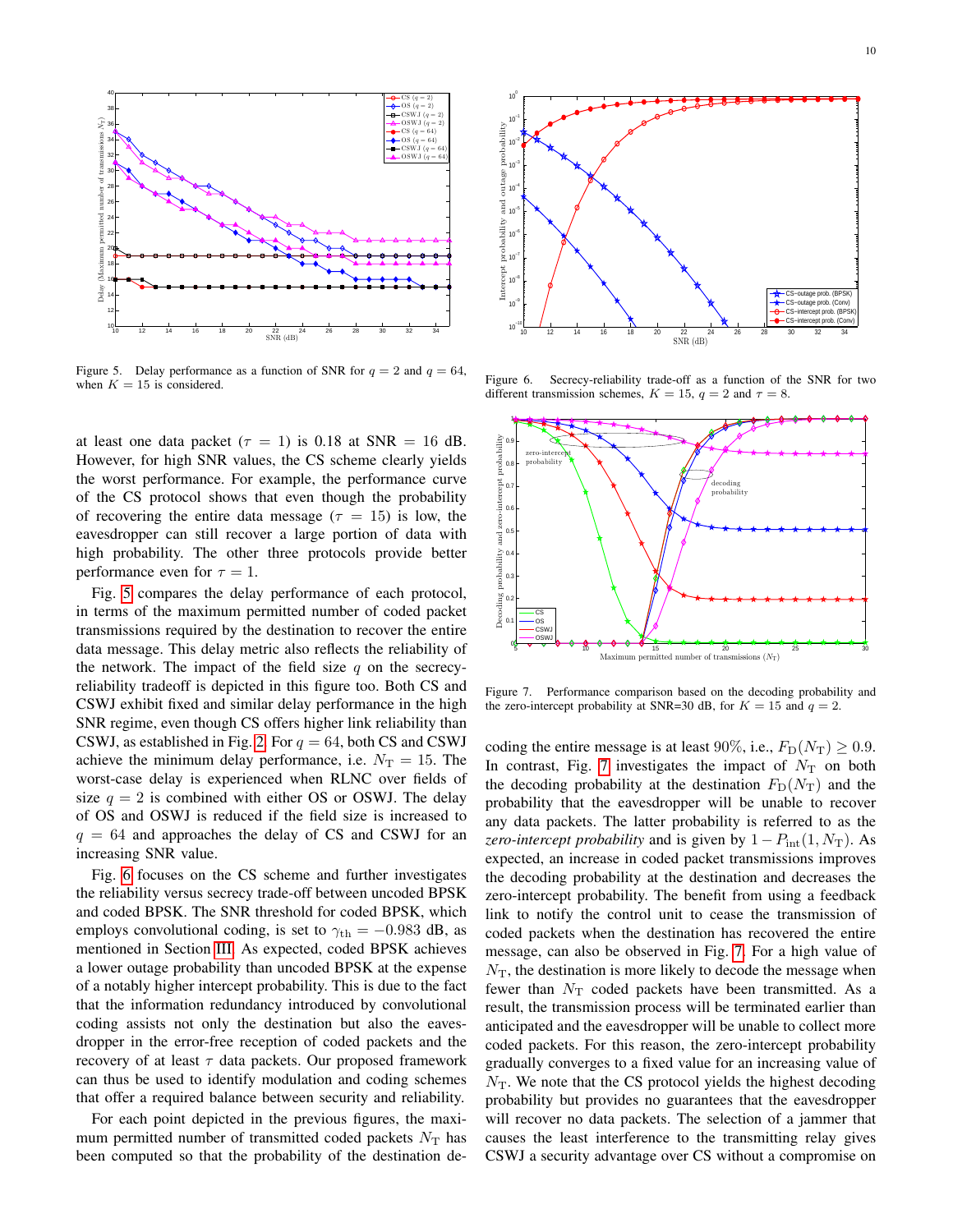Figure 5. Delay performance as a function of SNR for $q = 2$ and $q = 64$, when $K = 15$ is considered.

at least one data packet ($\tau = 1$) is 0.18 at SNR = 16 dB. However, for high SNR values, the CS scheme clearly yields the worst performance. For example, the performance curve of the CS protocol shows that even though the probability of recovering the entire data message ($\tau = 15$) is low, the eavesdropper can still recover a large portion of data with high probability. The other three protocols provide better performance even for $\tau = 1$.

Fig. 5 compares the delay performance of each protocol, in terms of the maximum permitted number of coded packet transmissions required by the destination to recover the entire data message. This delay metric also reflects the reliability of the network. The impact of the field size $q$ on the secrecy-reliability tradeoff is depicted in this figure too. Both CS and CSWJ exhibit fixed and similar delay performance in the high SNR regime, even though CS offers higher link reliability than CSWJ, as established in Fig. 2. For $q = 64$, both CS and CSWJ achieve the minimum delay performance, i.e. $N_{\rm T} = 15$. The worst-case delay is experienced when RLNC over fields of size $q = 2$ is combined with either OS or OSWJ. The delay of OS and OSWJ is reduced if the field size is increased to $q = 64$ and approaches the delay of CS and CSWJ for an increasing SNR value.

Fig. 6 focuses on the CS scheme and further investigates the reliability versus secrecy trade-off between uncoded BPSK and coded BPSK. The SNR threshold for coded BPSK, which employs convolutional coding, is set to $\gamma_{\rm th} = -0.983$ dB, as mentioned in Section III. As expected, coded BPSK achieves a lower outage probability than uncoded BPSK at the expense of a notably higher intercept probability. This is due to the fact that the information redundancy introduced by convolutional coding assists not only the destination but also the eavesdropper in the error-free reception of coded packets and the recovery of at least $\tau$ data packets. Our proposed framework can thus be used to identify modulation and coding schemes that offer a required balance between security and reliability.

For each point depicted in the previous figures, the maximum permitted number of transmitted coded packets $N_{\rm T}$ has been computed so that the probability of the destination decoding the entire message is at least 90%, i.e., $F_{\rm D}(N_{\rm T}) \geq 0.9$. In contrast, Fig. 7 investigates the impact of $N_{\rm T}$ on both the decoding probability at the destination $F_{\rm D}(N_{\rm T})$ and the probability that the eavesdropper will be unable to recover any data packets. The latter probability is referred to as the *zero-intercept probability* and is given by $1 - P_{\rm int}(1, N_{\rm T})$. As expected, an increase in coded packet transmissions improves the decoding probability at the destination and decreases the zero-intercept probability. The benefit from using a feedback link to notify the control unit to cease the transmission of coded packets when the destination has recovered the entire message, can also be observed in Fig. 7. For a high value of $N_{\rm T}$, the destination is more likely to decode the message when fewer than $N_{\rm T}$ coded packets have been transmitted. As a result, the transmission process will be terminated earlier than anticipated and the eavesdropper will be unable to collect more coded packets. For this reason, the zero-intercept probability gradually converges to a fixed value for an increasing value of $N_{\rm T}$. We note that the CS protocol yields the highest decoding probability but provides no guarantees that the eavesdropper will recover no data packets. The selection of a jammer that causes the least interference to the transmitting relay gives CSWJ a security advantage over CS without a compromise on

Figure 6. Secrecy-reliability trade-off as a function of the SNR for two different transmission schemes, $K = 15$, $q = 2$ and $\tau = 8$.

Figure 7. Performance comparison based on the decoding probability and the zero-intercept probability at SNR=30 dB, for $K = 15$ and $q = 2$.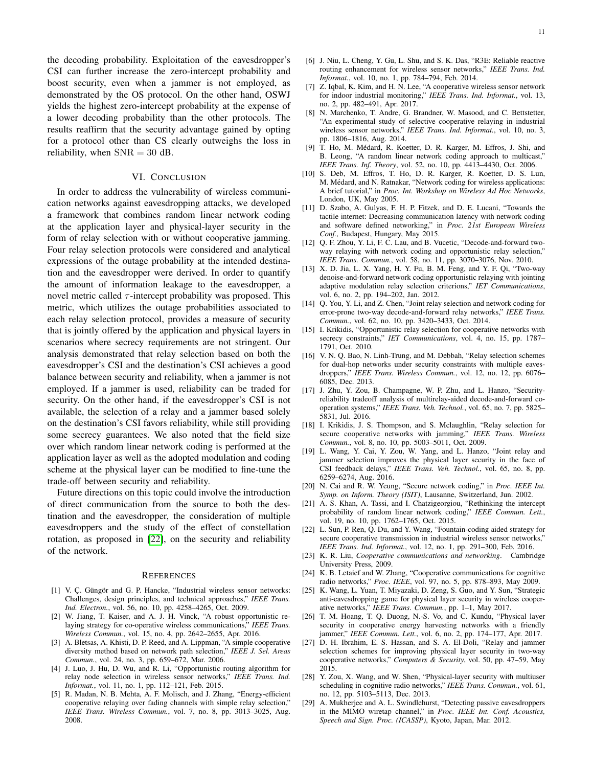the decoding probability. Exploitation of the eavesdropper's CSI can further increase the zero-intercept probability and boost security, even when a jammer is not employed, as demonstrated by the OS protocol. On the other hand, OSWJ yields the highest zero-intercept probability at the expense of a lower decoding probability than the other protocols. The results reaffirm that the security advantage gained by opting for a protocol other than CS clearly outweighs the loss in reliability, when $\mathrm{SNR} = 30$ dB.

## VI. Conclusion

In order to address the vulnerability of wireless communication networks against eavesdropping attacks, we developed a framework that combines random linear network coding at the application layer and physical-layer security in the form of relay selection with or without cooperative jamming. Four relay selection protocols were considered and analytical expressions of the outage probability at the intended destination and the eavesdropper were derived. In order to quantify the amount of information leakage to the eavesdropper, a novel metric called $\tau$-intercept probability was proposed. This metric, which utilizes the outage probabilities associated to each relay selection protocol, provides a measure of security that is jointly offered by the application and physical layers in scenarios where secrecy requirements are not stringent. Our analysis demonstrated that relay selection based on both the eavesdropper's CSI and the destination's CSI achieves a good balance between security and reliability, when a jammer is not employed. If a jammer is used, reliability can be traded for security. On the other hand, if the eavesdropper's CSI is not available, the selection of a relay and a jammer based solely on the destination's CSI favors reliability, while still providing some secrecy guarantees. We also noted that the field size over which random linear network coding is performed at the application layer as well as the adopted modulation and coding scheme at the physical layer can be modified to fine-tune the trade-off between security and reliability.

Future directions on this topic could involve the introduction of direct communication from the source to both the destination and the eavesdropper, the consideration of multiple eavesdroppers and the study of the effect of constellation rotation, as proposed in [22], on the security and reliability of the network.

## References

[1] V. Ç. Güngör and G. P. Hancke, "Industrial wireless sensor networks: Challenges, design principles, and technical approaches," *IEEE Trans. Ind. Electron.*, vol. 56, no. 10, pp. 4258–4265, Oct. 2009.

[2] W. Jiang, T. Kaiser, and A. J. H. Vinck, "A robust opportunistic relaying strategy for co-operative wireless communications," *IEEE Trans. Wireless Commun.*, vol. 15, no. 4, pp. 2642–2655, Apr. 2016.

[3] A. Bletsas, A. Khisti, D. P. Reed, and A. Lippman, "A simple cooperative diversity method based on network path selection," *IEEE J. Sel. Areas Commun.*, vol. 24, no. 3, pp. 659–672, Mar. 2006.

[4] J. Luo, J. Hu, D. Wu, and R. Li, "Opportunistic routing algorithm for relay node selection in wireless sensor networks," *IEEE Trans. Ind. Informat.*, vol. 11, no. 1, pp. 112–121, Feb. 2015.

[5] R. Madan, N. B. Mehta, A. F. Molisch, and J. Zhang, "Energy-efficient cooperative relaying over fading channels with simple relay selection," *IEEE Trans. Wireless Commun.*, vol. 7, no. 8, pp. 3013–3025, Aug. 2008.

[6] J. Niu, L. Cheng, Y. Gu, L. Shu, and S. K. Das, "R3E: Reliable reactive routing enhancement for wireless sensor networks," *IEEE Trans. Ind. Informat.*, vol. 10, no. 1, pp. 784–794, Feb. 2014.

[7] Z. Iqbal, K. Kim, and H. N. Lee, "A cooperative wireless sensor network for indoor industrial monitoring," *IEEE Trans. Ind. Informat.*, vol. 13, no. 2, pp. 482–491, Apr. 2017.

[8] N. Marchenko, T. Andre, G. Brandner, W. Masood, and C. Bettstetter, "An experimental study of selective cooperative relaying in industrial wireless sensor networks," *IEEE Trans. Ind. Informat.*, vol. 10, no. 3, pp. 1806–1816, Aug. 2014.

[9] T. Ho, M. Médard, R. Koetter, D. R. Karger, M. Effros, J. Shi, and B. Leong, "A random linear network coding approach to multicast," *IEEE Trans. Inf. Theory*, vol. 52, no. 10, pp. 4413–4430, Oct. 2006.

[10] S. Deb, M. Effros, T. Ho, D. R. Karger, R. Koetter, D. S. Lun, M. Médard, and N. Ratnakar, "Network coding for wireless applications: A brief tutorial," in *Proc. Int. Workshop on Wireless Ad Hoc Networks*, London, UK, May 2005.

[11] D. Szabo, A. Gulyas, F. H. P. Fitzek, and D. E. Lucani, "Towards the tactile internet: Decreasing communication latency with network coding and software defined networking," in *Proc. 21st European Wireless Conf.*, Budapest, Hungary, May 2015.

[12] Q. F. Zhou, Y. Li, F. C. Lau, and B. Vucetic, "Decode-and-forward two-way relaying with network coding and opportunistic relay selection," *IEEE Trans. Commun.*, vol. 58, no. 11, pp. 3070–3076, Nov. 2010.

[13] X. D. Jia, L. X. Yang, H. Y. Fu, B. M. Feng, and Y. F. Qi, "Two-way denoise-and-forward network coding opportunistic relaying with jointing adaptive modulation relay selection criterions," *IET Communications*, vol. 6, no. 2, pp. 194–202, Jan. 2012.

[14] Q. You, Y. Li, and Z. Chen, "Joint relay selection and network coding for error-prone two-way decode-and-forward relay networks," *IEEE Trans. Commun.*, vol. 62, no. 10, pp. 3420–3433, Oct. 2014.

[15] I. Krikidis, "Opportunistic relay selection for cooperative networks with secrecy constraints," *IET Communications*, vol. 4, no. 15, pp. 1787–1791, Oct. 2010.

[16] V. N. Q. Bao, N. Linh-Trung, and M. Debbah, "Relay selection schemes for dual-hop networks under security constraints with multiple eavesdroppers," *IEEE Trans. Wireless Commun.*, vol. 12, no. 12, pp. 6076–6085, Dec. 2013.

[17] J. Zhu, Y. Zou, G. Wang, Y. D. Yao, and G. K. Karagiannidis, "Security-reliability tradeoff analysis of multirelay-aided decode-and-forward cooperation systems," *IEEE Trans. Veh. Technol.*, vol. 65, no. 7, pp. 5825–5831, Jul. 2016.

[18] I. Krikidis, J. S. Thompson, and S. Mclaughlin, "Relay selection for secure cooperative networks with jamming," *IEEE Trans. Wireless Commun.*, vol. 8, no. 10, pp. 5003–5011, Oct. 2009.

[19] L. Wang, Y. Cai, Y. Zou, W. Yang, and L. Hanzo, "Joint relay and jammer selection improves the physical layer security in the face of CSI feedback delays," *IEEE Trans. Veh. Technol.*, vol. 65, no. 8, pp. 6259–6274, Aug. 2016.

[20] N. Cai and R. W. Yeung, "Secure network coding," in *Proc. IEEE Int. Symp. on Inform. Theory (ISIT)*, Lausanne, Switzerland, Jun. 2002.

[21] A. S. Khan, A. Tassi, and I. Chatzigeorgiou, "Rethinking the intercept probability of random linear network coding," *IEEE Commun. Lett.*, vol. 19, no. 10, pp. 1762–1765, Oct. 2015.

[22] L. Sun, P. Ren, Q. Du, and Y. Wang, "Fountain-coding aided strategy for secure cooperative transmission in industrial wireless sensor networks," *IEEE Trans. Ind. Informat.*, vol. 12, no. 1, pp. 291–300, Feb. 2016.

[23] K. R. Liu, *Cooperative communications and networking*. Cambridge University Press, 2009.

[24] K. B. Letaief and W. Zhang, "Cooperative communications for cognitive radio networks," *Proc. IEEE*, vol. 97, no. 5, pp. 878–893, May 2009.

[25] K. Wang, L. Yuan, T. Miyazaki, D. Zeng, S. Guo, and Y. Sun, "Strategic anti-eavesdropping game for physical layer security in wireless cooperative networks," *IEEE Trans. Commun.*, pp. 1–1, May 2017.

[26] T. M. Hoang, T. Q. Duong, N.-S. Vo, and C. Kundu, "Physical layer security in cooperative energy harvesting networks with a friendly jammer," *IEEE Commun. Lett.*, vol. 6, no. 2, pp. 174–177, Apr. 2017.

[27] D. H. Ibrahim, E. S. Hassan, and S. A. El-Doli, "Relay and jammer selection schemes for improving physical layer security in two-way cooperative networks," *Computers & Security*, vol. 50, pp. 47–59, May 2015.

[28] Y. Zou, X. Wang, and W. Shen, "Physical-layer security with multiuser scheduling in cognitive radio networks," *IEEE Trans. Commun.*, vol. 61, no. 12, pp. 5103–5113, Dec. 2013.

[29] A. Mukherjee and A. L. Swindlehurst, "Detecting passive eavesdroppers in the MIMO wiretap channel," in *Proc. IEEE Int. Conf. Acoustics, Speech and Sign. Proc. (ICASSP)*, Kyoto, Japan, Mar. 2012.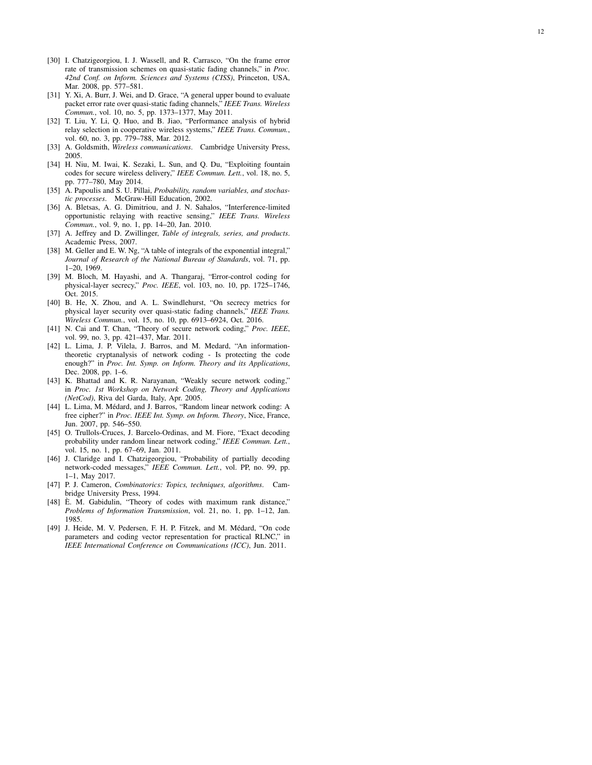[30] I. Chatzigeorgiou, I. J. Wassell, and R. Carrasco, "On the frame error rate of transmission schemes on quasi-static fading channels," in *Proc. 42nd Conf. on Inform. Sciences and Systems (CISS)*, Princeton, USA, Mar. 2008, pp. 577–581.

[31] Y. Xi, A. Burr, J. Wei, and D. Grace, "A general upper bound to evaluate packet error rate over quasi-static fading channels," *IEEE Trans. Wireless Commun.*, vol. 10, no. 5, pp. 1373–1377, May 2011.

[32] T. Liu, Y. Li, Q. Huo, and B. Jiao, "Performance analysis of hybrid relay selection in cooperative wireless systems," *IEEE Trans. Commun.*, vol. 60, no. 3, pp. 779–788, Mar. 2012.

[33] A. Goldsmith, *Wireless communications*. Cambridge University Press, 2005.

[34] H. Niu, M. Iwai, K. Sezaki, L. Sun, and Q. Du, "Exploiting fountain codes for secure wireless delivery," *IEEE Commun. Lett.*, vol. 18, no. 5, pp. 777–780, May 2014.

[35] A. Papoulis and S. U. Pillai, *Probability, random variables, and stochastic processes*. McGraw-Hill Education, 2002.

[36] A. Bletsas, A. G. Dimitriou, and J. N. Sahalos, "Interference-limited opportunistic relaying with reactive sensing," *IEEE Trans. Wireless Commun.*, vol. 9, no. 1, pp. 14–20, Jan. 2010.

[37] A. Jeffrey and D. Zwillinger, *Table of integrals, series, and products*. Academic Press, 2007.

[38] M. Geller and E. W. Ng, "A table of integrals of the exponential integral," *Journal of Research of the National Bureau of Standards*, vol. 71, pp. 1–20, 1969.

[39] M. Bloch, M. Hayashi, and A. Thangaraj, "Error-control coding for physical-layer secrecy," *Proc. IEEE*, vol. 103, no. 10, pp. 1725–1746, Oct. 2015.

[40] B. He, X. Zhou, and A. L. Swindlehurst, "On secrecy metrics for physical layer security over quasi-static fading channels," *IEEE Trans. Wireless Commun.*, vol. 15, no. 10, pp. 6913–6924, Oct. 2016.

[41] N. Cai and T. Chan, "Theory of secure network coding," *Proc. IEEE*, vol. 99, no. 3, pp. 421–437, Mar. 2011.

[42] L. Lima, J. P. Vilela, J. Barros, and M. Medard, "An information-theoretic cryptanalysis of network coding - Is protecting the code enough?" in *Proc. Int. Symp. on Inform. Theory and its Applications*, Dec. 2008, pp. 1–6.

[43] K. Bhattad and K. R. Narayanan, "Weakly secure network coding," in *Proc. 1st Workshop on Network Coding, Theory and Applications (NetCod)*, Riva del Garda, Italy, Apr. 2005.

[44] L. Lima, M. Médard, and J. Barros, "Random linear network coding: A free cipher?" in *Proc. IEEE Int. Symp. on Inform. Theory*, Nice, France, Jun. 2007, pp. 546–550.

[45] O. Trullols-Cruces, J. Barcelo-Ordinas, and M. Fiore, "Exact decoding probability under random linear network coding," *IEEE Commun. Lett.*, vol. 15, no. 1, pp. 67–69, Jan. 2011.

[46] J. Claridge and I. Chatzigeorgiou, "Probability of partially decoding network-coded messages," *IEEE Commun. Lett.*, vol. PP, no. 99, pp. 1–1, May 2017.

[47] P. J. Cameron, *Combinatorics: Topics, techniques, algorithms*. Cambridge University Press, 1994.

[48] È. M. Gabidulin, "Theory of codes with maximum rank distance," *Problems of Information Transmission*, vol. 21, no. 1, pp. 1–12, Jan. 1985.

[49] J. Heide, M. V. Pedersen, F. H. P. Fitzek, and M. Médard, "On code parameters and coding vector representation for practical RLNC," in *IEEE International Conference on Communications (ICC)*, Jun. 2011.